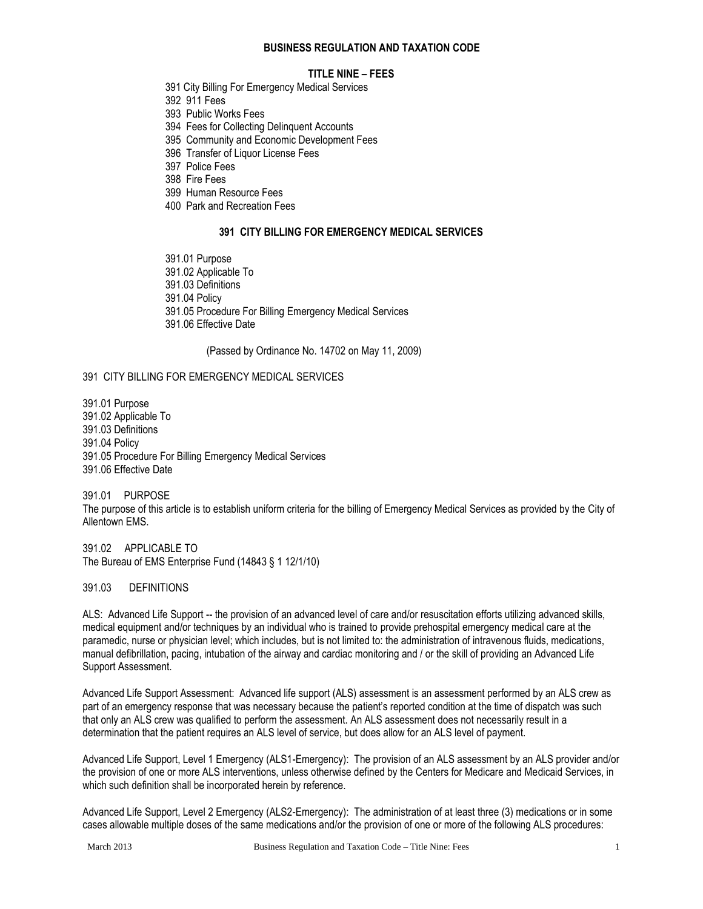# BUSINESS REGULATION AND TAXATION CODE

## TITLE NINE – FEES

391 City Billing For Emergency Medical Services
392 911 Fees
393 Public Works Fees
394 Fees for Collecting Delinquent Accounts
395 Community and Economic Development Fees
396 Transfer of Liquor License Fees
397 Police Fees
398 Fire Fees
399 Human Resource Fees
400 Park and Recreation Fees

## 391 CITY BILLING FOR EMERGENCY MEDICAL SERVICES

391.01 Purpose
391.02 Applicable To
391.03 Definitions
391.04 Policy
391.05 Procedure For Billing Emergency Medical Services
391.06 Effective Date

(Passed by Ordinance No. 14702 on May 11, 2009)

391 CITY BILLING FOR EMERGENCY MEDICAL SERVICES

391.01 Purpose
391.02 Applicable To
391.03 Definitions
391.04 Policy
391.05 Procedure For Billing Emergency Medical Services
391.06 Effective Date

391.01 PURPOSE
The purpose of this article is to establish uniform criteria for the billing of Emergency Medical Services as provided by the City of Allentown EMS.

391.02 APPLICABLE TO
The Bureau of EMS Enterprise Fund (14843 § 1 12/1/10)

391.03 DEFINITIONS

ALS: Advanced Life Support -- the provision of an advanced level of care and/or resuscitation efforts utilizing advanced skills, medical equipment and/or techniques by an individual who is trained to provide prehospital emergency medical care at the paramedic, nurse or physician level; which includes, but is not limited to: the administration of intravenous fluids, medications, manual defibrillation, pacing, intubation of the airway and cardiac monitoring and / or the skill of providing an Advanced Life Support Assessment.

Advanced Life Support Assessment: Advanced life support (ALS) assessment is an assessment performed by an ALS crew as part of an emergency response that was necessary because the patient's reported condition at the time of dispatch was such that only an ALS crew was qualified to perform the assessment. An ALS assessment does not necessarily result in a determination that the patient requires an ALS level of service, but does allow for an ALS level of payment.

Advanced Life Support, Level 1 Emergency (ALS1-Emergency): The provision of an ALS assessment by an ALS provider and/or the provision of one or more ALS interventions, unless otherwise defined by the Centers for Medicare and Medicaid Services, in which such definition shall be incorporated herein by reference.

Advanced Life Support, Level 2 Emergency (ALS2-Emergency): The administration of at least three (3) medications or in some cases allowable multiple doses of the same medications and/or the provision of one or more of the following ALS procedures: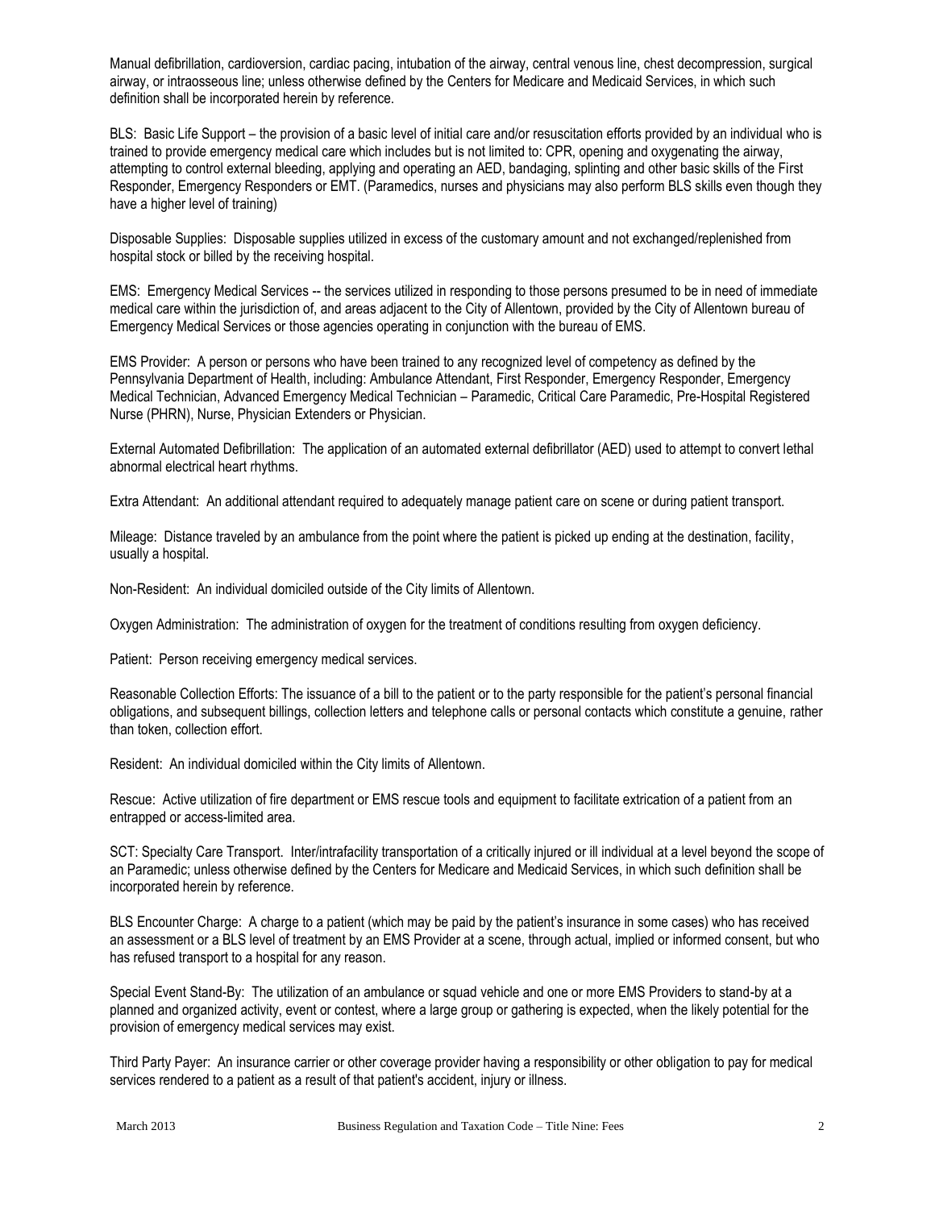Manual defibrillation, cardioversion, cardiac pacing, intubation of the airway, central venous line, chest decompression, surgical airway, or intraosseous line; unless otherwise defined by the Centers for Medicare and Medicaid Services, in which such definition shall be incorporated herein by reference.

BLS: Basic Life Support – the provision of a basic level of initial care and/or resuscitation efforts provided by an individual who is trained to provide emergency medical care which includes but is not limited to: CPR, opening and oxygenating the airway, attempting to control external bleeding, applying and operating an AED, bandaging, splinting and other basic skills of the First Responder, Emergency Responders or EMT. (Paramedics, nurses and physicians may also perform BLS skills even though they have a higher level of training)

Disposable Supplies: Disposable supplies utilized in excess of the customary amount and not exchanged/replenished from hospital stock or billed by the receiving hospital.

EMS: Emergency Medical Services -- the services utilized in responding to those persons presumed to be in need of immediate medical care within the jurisdiction of, and areas adjacent to the City of Allentown, provided by the City of Allentown bureau of Emergency Medical Services or those agencies operating in conjunction with the bureau of EMS.

EMS Provider: A person or persons who have been trained to any recognized level of competency as defined by the Pennsylvania Department of Health, including: Ambulance Attendant, First Responder, Emergency Responder, Emergency Medical Technician, Advanced Emergency Medical Technician – Paramedic, Critical Care Paramedic, Pre-Hospital Registered Nurse (PHRN), Nurse, Physician Extenders or Physician.

External Automated Defibrillation: The application of an automated external defibrillator (AED) used to attempt to convert lethal abnormal electrical heart rhythms.

Extra Attendant: An additional attendant required to adequately manage patient care on scene or during patient transport.

Mileage: Distance traveled by an ambulance from the point where the patient is picked up ending at the destination, facility, usually a hospital.

Non-Resident: An individual domiciled outside of the City limits of Allentown.

Oxygen Administration: The administration of oxygen for the treatment of conditions resulting from oxygen deficiency.

Patient: Person receiving emergency medical services.

Reasonable Collection Efforts: The issuance of a bill to the patient or to the party responsible for the patient's personal financial obligations, and subsequent billings, collection letters and telephone calls or personal contacts which constitute a genuine, rather than token, collection effort.

Resident: An individual domiciled within the City limits of Allentown.

Rescue: Active utilization of fire department or EMS rescue tools and equipment to facilitate extrication of a patient from an entrapped or access-limited area.

SCT: Specialty Care Transport. Inter/intrafacility transportation of a critically injured or ill individual at a level beyond the scope of an Paramedic; unless otherwise defined by the Centers for Medicare and Medicaid Services, in which such definition shall be incorporated herein by reference.

BLS Encounter Charge: A charge to a patient (which may be paid by the patient's insurance in some cases) who has received an assessment or a BLS level of treatment by an EMS Provider at a scene, through actual, implied or informed consent, but who has refused transport to a hospital for any reason.

Special Event Stand-By: The utilization of an ambulance or squad vehicle and one or more EMS Providers to stand-by at a planned and organized activity, event or contest, where a large group or gathering is expected, when the likely potential for the provision of emergency medical services may exist.

Third Party Payer: An insurance carrier or other coverage provider having a responsibility or other obligation to pay for medical services rendered to a patient as a result of that patient's accident, injury or illness.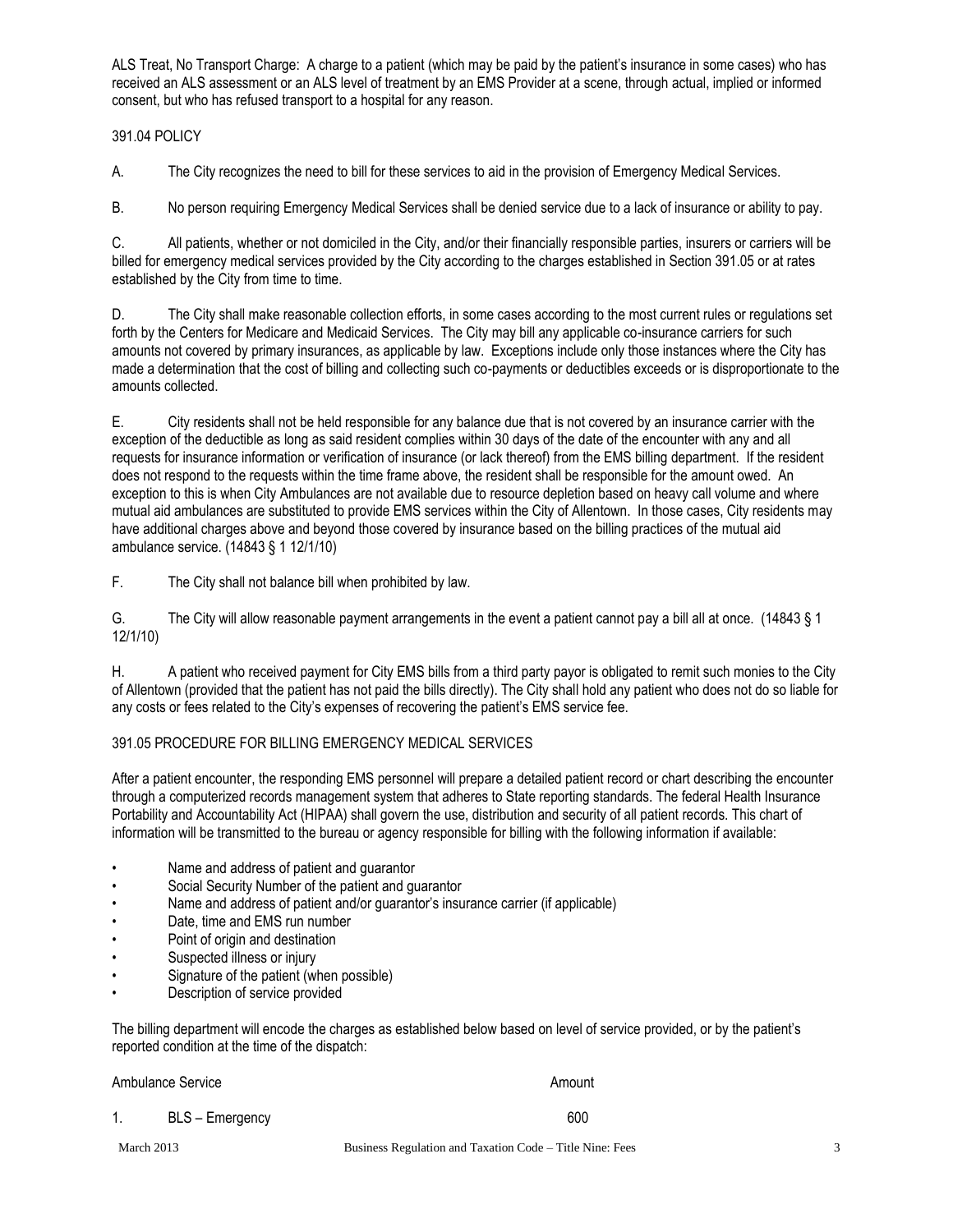ALS Treat, No Transport Charge: A charge to a patient (which may be paid by the patient's insurance in some cases) who has received an ALS assessment or an ALS level of treatment by an EMS Provider at a scene, through actual, implied or informed consent, but who has refused transport to a hospital for any reason.

391.04 POLICY

A. The City recognizes the need to bill for these services to aid in the provision of Emergency Medical Services.

B. No person requiring Emergency Medical Services shall be denied service due to a lack of insurance or ability to pay.

C. All patients, whether or not domiciled in the City, and/or their financially responsible parties, insurers or carriers will be billed for emergency medical services provided by the City according to the charges established in Section 391.05 or at rates established by the City from time to time.

D. The City shall make reasonable collection efforts, in some cases according to the most current rules or regulations set forth by the Centers for Medicare and Medicaid Services. The City may bill any applicable co-insurance carriers for such amounts not covered by primary insurances, as applicable by law. Exceptions include only those instances where the City has made a determination that the cost of billing and collecting such co-payments or deductibles exceeds or is disproportionate to the amounts collected.

E. City residents shall not be held responsible for any balance due that is not covered by an insurance carrier with the exception of the deductible as long as said resident complies within 30 days of the date of the encounter with any and all requests for insurance information or verification of insurance (or lack thereof) from the EMS billing department. If the resident does not respond to the requests within the time frame above, the resident shall be responsible for the amount owed. An exception to this is when City Ambulances are not available due to resource depletion based on heavy call volume and where mutual aid ambulances are substituted to provide EMS services within the City of Allentown. In those cases, City residents may have additional charges above and beyond those covered by insurance based on the billing practices of the mutual aid ambulance service. (14843 § 1 12/1/10)

F. The City shall not balance bill when prohibited by law.

G. The City will allow reasonable payment arrangements in the event a patient cannot pay a bill all at once. (14843 § 1 12/1/10)

H. A patient who received payment for City EMS bills from a third party payor is obligated to remit such monies to the City of Allentown (provided that the patient has not paid the bills directly). The City shall hold any patient who does not do so liable for any costs or fees related to the City's expenses of recovering the patient's EMS service fee.

391.05 PROCEDURE FOR BILLING EMERGENCY MEDICAL SERVICES

After a patient encounter, the responding EMS personnel will prepare a detailed patient record or chart describing the encounter through a computerized records management system that adheres to State reporting standards. The federal Health Insurance Portability and Accountability Act (HIPAA) shall govern the use, distribution and security of all patient records. This chart of information will be transmitted to the bureau or agency responsible for billing with the following information if available:

- Name and address of patient and guarantor
- Social Security Number of the patient and guarantor
- Name and address of patient and/or guarantor's insurance carrier (if applicable)
- Date, time and EMS run number
- Point of origin and destination
- Suspected illness or injury
- Signature of the patient (when possible)
- Description of service provided

The billing department will encode the charges as established below based on level of service provided, or by the patient's reported condition at the time of the dispatch:

| Ambulance Service | Amount |
|---|---|
| 1. BLS – Emergency | 600 |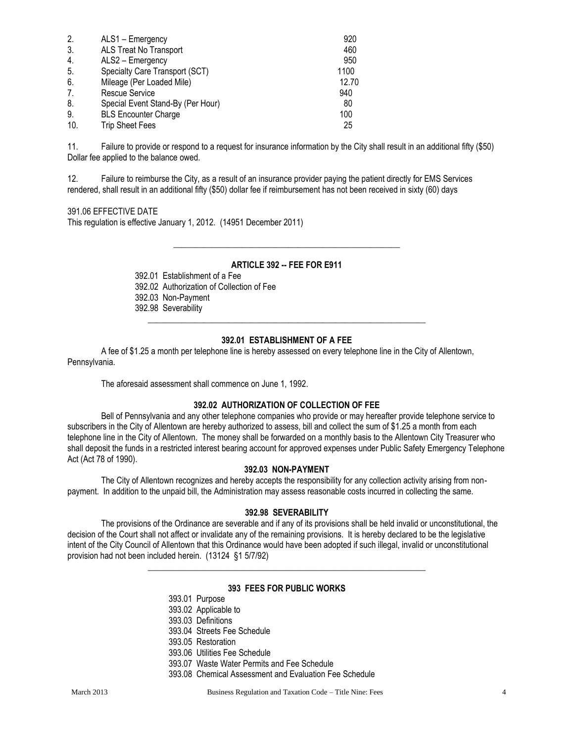| | | |
|---|---|---|
| 2. | ALS1 – Emergency | 920 |
| 3. | ALS Treat No Transport | 460 |
| 4. | ALS2 – Emergency | 950 |
| 5. | Specialty Care Transport (SCT) | 1100 |
| 6. | Mileage (Per Loaded Mile) | 12.70 |
| 7. | Rescue Service | 940 |
| 8. | Special Event Stand-By (Per Hour) | 80 |
| 9. | BLS Encounter Charge | 100 |
| 10. | Trip Sheet Fees | 25 |

11. Failure to provide or respond to a request for insurance information by the City shall result in an additional fifty ($50) Dollar fee applied to the balance owed.

12. Failure to reimburse the City, as a result of an insurance provider paying the patient directly for EMS Services rendered, shall result in an additional fifty ($50) dollar fee if reimbursement has not been received in sixty (60) days

391.06 EFFECTIVE DATE

This regulation is effective January 1, 2012. (14951 December 2011)

---

## ARTICLE 392 -- FEE FOR E911

392.01 Establishment of a Fee
392.02 Authorization of Collection of Fee
392.03 Non-Payment
392.98 Severability

---

### 392.01 ESTABLISHMENT OF A FEE

A fee of $1.25 a month per telephone line is hereby assessed on every telephone line in the City of Allentown, Pennsylvania.

The aforesaid assessment shall commence on June 1, 1992.

### 392.02 AUTHORIZATION OF COLLECTION OF FEE

Bell of Pennsylvania and any other telephone companies who provide or may hereafter provide telephone service to subscribers in the City of Allentown are hereby authorized to assess, bill and collect the sum of $1.25 a month from each telephone line in the City of Allentown. The money shall be forwarded on a monthly basis to the Allentown City Treasurer who shall deposit the funds in a restricted interest bearing account for approved expenses under Public Safety Emergency Telephone Act (Act 78 of 1990).

### 392.03 NON-PAYMENT

The City of Allentown recognizes and hereby accepts the responsibility for any collection activity arising from non-payment. In addition to the unpaid bill, the Administration may assess reasonable costs incurred in collecting the same.

### 392.98 SEVERABILITY

The provisions of the Ordinance are severable and if any of its provisions shall be held invalid or unconstitutional, the decision of the Court shall not affect or invalidate any of the remaining provisions. It is hereby declared to be the legislative intent of the City Council of Allentown that this Ordinance would have been adopted if such illegal, invalid or unconstitutional provision had not been included herein. (13124 §1 5/7/92)

---

## 393 FEES FOR PUBLIC WORKS

393.01 Purpose
393.02 Applicable to
393.03 Definitions
393.04 Streets Fee Schedule
393.05 Restoration
393.06 Utilities Fee Schedule
393.07 Waste Water Permits and Fee Schedule
393.08 Chemical Assessment and Evaluation Fee Schedule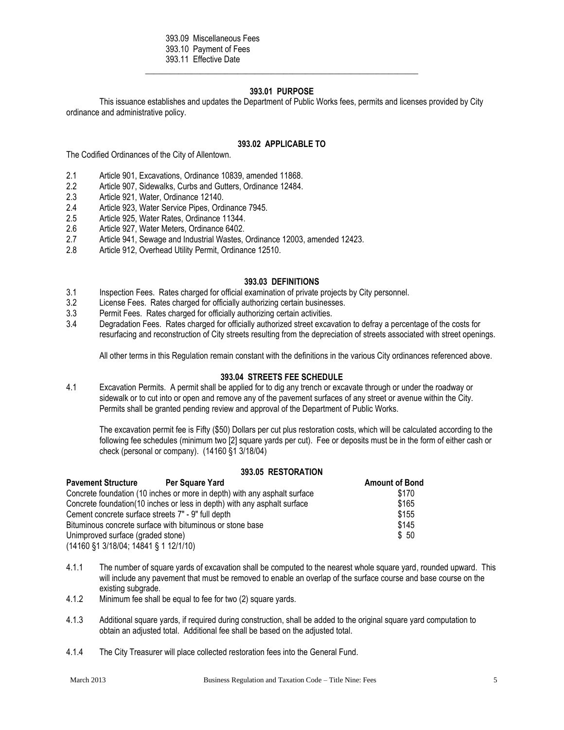393.09 Miscellaneous Fees
393.10 Payment of Fees
393.11 Effective Date

---

### 393.01 PURPOSE

This issuance establishes and updates the Department of Public Works fees, permits and licenses provided by City ordinance and administrative policy.

### 393.02 APPLICABLE TO

The Codified Ordinances of the City of Allentown.

2.1 Article 901, Excavations, Ordinance 10839, amended 11868.
2.2 Article 907, Sidewalks, Curbs and Gutters, Ordinance 12484.
2.3 Article 921, Water, Ordinance 12140.
2.4 Article 923, Water Service Pipes, Ordinance 7945.
2.5 Article 925, Water Rates, Ordinance 11344.
2.6 Article 927, Water Meters, Ordinance 6402.
2.7 Article 941, Sewage and Industrial Wastes, Ordinance 12003, amended 12423.
2.8 Article 912, Overhead Utility Permit, Ordinance 12510.

### 393.03 DEFINITIONS

3.1 Inspection Fees. Rates charged for official examination of private projects by City personnel.
3.2 License Fees. Rates charged for officially authorizing certain businesses.
3.3 Permit Fees. Rates charged for officially authorizing certain activities.
3.4 Degradation Fees. Rates charged for officially authorized street excavation to defray a percentage of the costs for resurfacing and reconstruction of City streets resulting from the depreciation of streets associated with street openings.

All other terms in this Regulation remain constant with the definitions in the various City ordinances referenced above.

### 393.04 STREETS FEE SCHEDULE

4.1 Excavation Permits. A permit shall be applied for to dig any trench or excavate through or under the roadway or sidewalk or to cut into or open and remove any of the pavement surfaces of any street or avenue within the City. Permits shall be granted pending review and approval of the Department of Public Works.

The excavation permit fee is Fifty ($50) Dollars per cut plus restoration costs, which will be calculated according to the following fee schedules (minimum two [2] square yards per cut). Fee or deposits must be in the form of either cash or check (personal or company). (14160 §1 3/18/04)

### 393.05 RESTORATION

| Pavement Structure Per Square Yard | Amount of Bond |
|---|---|
| Concrete foundation (10 inches or more in depth) with any asphalt surface | $170 |
| Concrete foundation(10 inches or less in depth) with any asphalt surface | $165 |
| Cement concrete surface streets 7" - 9" full depth | $155 |
| Bituminous concrete surface with bituminous or stone base | $145 |
| Unimproved surface (graded stone) | $ 50 |

(14160 §1 3/18/04; 14841 § 1 12/1/10)

4.1.1 The number of square yards of excavation shall be computed to the nearest whole square yard, rounded upward. This will include any pavement that must be removed to enable an overlap of the surface course and base course on the existing subgrade.

4.1.2 Minimum fee shall be equal to fee for two (2) square yards.

4.1.3 Additional square yards, if required during construction, shall be added to the original square yard computation to obtain an adjusted total. Additional fee shall be based on the adjusted total.

4.1.4 The City Treasurer will place collected restoration fees into the General Fund.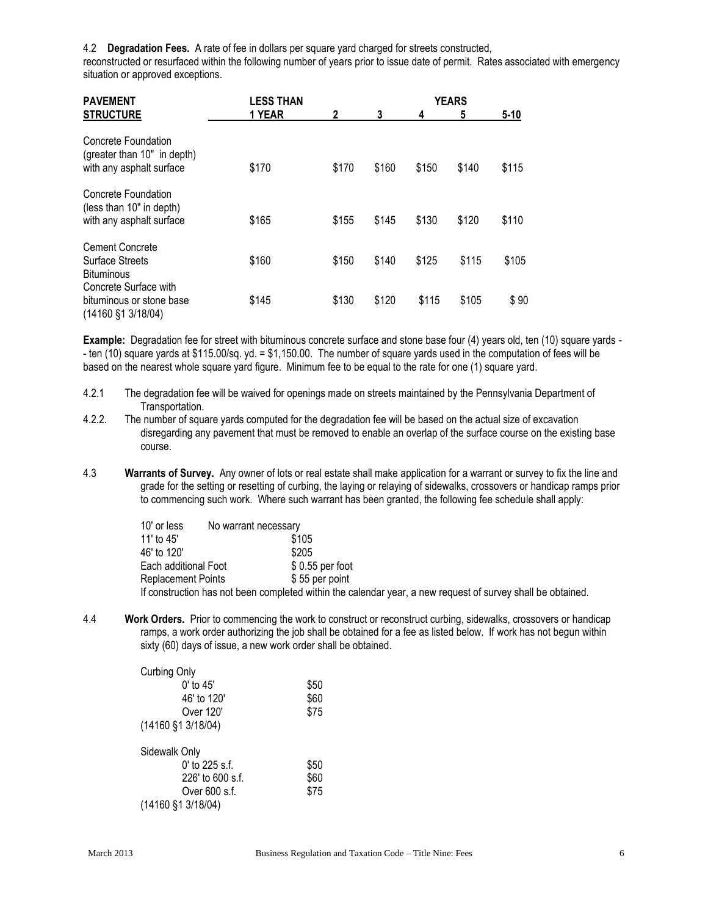4.2 **Degradation Fees.** A rate of fee in dollars per square yard charged for streets constructed, reconstructed or resurfaced within the following number of years prior to issue date of permit. Rates associated with emergency situation or approved exceptions.

| PAVEMENT STRUCTURE | LESS THAN 1 YEAR | YEARS 2 | 3 | 4 | 5 | 5-10 |
|---|---|---|---|---|---|---|
| Concrete Foundation (greater than 10" in depth) with any asphalt surface | $170 | $170 | $160 | $150 | $140 | $115 |
| Concrete Foundation (less than 10" in depth) with any asphalt surface | $165 | $155 | $145 | $130 | $120 | $110 |
| Cement Concrete Surface Streets | $160 | $150 | $140 | $125 | $115 | $105 |
| Bituminous Concrete Surface with bituminous or stone base (14160 §1 3/18/04) | $145 | $130 | $120 | $115 | $105 | $ 90 |

**Example:** Degradation fee for street with bituminous concrete surface and stone base four (4) years old, ten (10) square yards - - ten (10) square yards at $115.00/sq. yd. = $1,150.00. The number of square yards used in the computation of fees will be based on the nearest whole square yard figure. Minimum fee to be equal to the rate for one (1) square yard.

4.2.1 The degradation fee will be waived for openings made on streets maintained by the Pennsylvania Department of Transportation.

4.2.2. The number of square yards computed for the degradation fee will be based on the actual size of excavation disregarding any pavement that must be removed to enable an overlap of the surface course on the existing base course.

4.3 **Warrants of Survey.** Any owner of lots or real estate shall make application for a warrant or survey to fix the line and grade for the setting or resetting of curbing, the laying or relaying of sidewalks, crossovers or handicap ramps prior to commencing such work. Where such warrant has been granted, the following fee schedule shall apply:

| | |
|---|---|
| 10' or less | No warrant necessary |
| 11' to 45' | $105 |
| 46' to 120' | $205 |
| Each additional Foot | $ 0.55 per foot |
| Replacement Points | $ 55 per point |

If construction has not been completed within the calendar year, a new request of survey shall be obtained.

4.4 **Work Orders.** Prior to commencing the work to construct or reconstruct curbing, sidewalks, crossovers or handicap ramps, a work order authorizing the job shall be obtained for a fee as listed below. If work has not begun within sixty (60) days of issue, a new work order shall be obtained.

Curbing Only

| | |
|---|---|
| 0' to 45' | $50 |
| 46' to 120' | $60 |
| Over 120' | $75 |

(14160 §1 3/18/04)

Sidewalk Only

| | |
|---|---|
| 0' to 225 s.f. | $50 |
| 226' to 600 s.f. | $60 |
| Over 600 s.f. | $75 |

(14160 §1 3/18/04)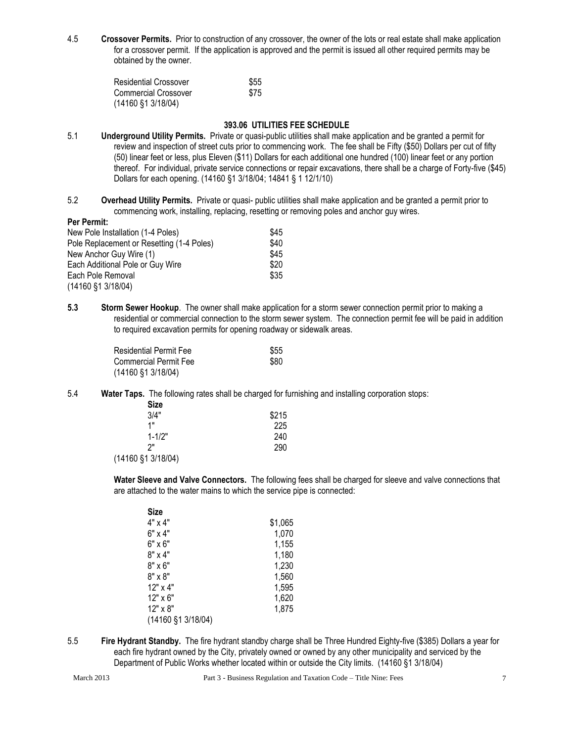4.5 **Crossover Permits.** Prior to construction of any crossover, the owner of the lots or real estate shall make application for a crossover permit. If the application is approved and the permit is issued all other required permits may be obtained by the owner.

| | |
|---|---|
| Residential Crossover | $55 |
| Commercial Crossover | $75 |

(14160 §1 3/18/04)

## 393.06 UTILITIES FEE SCHEDULE

5.1 **Underground Utility Permits.** Private or quasi-public utilities shall make application and be granted a permit for review and inspection of street cuts prior to commencing work. The fee shall be Fifty ($50) Dollars per cut of fifty (50) linear feet or less, plus Eleven ($11) Dollars for each additional one hundred (100) linear feet or any portion thereof. For individual, private service connections or repair excavations, there shall be a charge of Forty-five ($45) Dollars for each opening. (14160 §1 3/18/04; 14841 § 1 12/1/10)

5.2 **Overhead Utility Permits.** Private or quasi- public utilities shall make application and be granted a permit prior to commencing work, installing, replacing, resetting or removing poles and anchor guy wires.

**Per Permit:**

| | |
|---|---|
| New Pole Installation (1-4 Poles) | $45 |
| Pole Replacement or Resetting (1-4 Poles) | $40 |
| New Anchor Guy Wire (1) | $45 |
| Each Additional Pole or Guy Wire | $20 |
| Each Pole Removal | $35 |

(14160 §1 3/18/04)

**5.3 Storm Sewer Hookup**. The owner shall make application for a storm sewer connection permit prior to making a residential or commercial connection to the storm sewer system. The connection permit fee will be paid in addition to required excavation permits for opening roadway or sidewalk areas.

| | |
|---|---|
| Residential Permit Fee | $55 |
| Commercial Permit Fee | $80 |

(14160 §1 3/18/04)

5.4 **Water Taps.** The following rates shall be charged for furnishing and installing corporation stops:

| **Size** | |
|---|---|
| 3/4" | $215 |
| 1" | 225 |
| 1-1/2" | 240 |
| 2" | 290 |

(14160 §1 3/18/04)

**Water Sleeve and Valve Connectors.** The following fees shall be charged for sleeve and valve connections that are attached to the water mains to which the service pipe is connected:

| **Size** | |
|---|---|
| 4" x 4" | $1,065 |
| 6" x 4" | 1,070 |
| 6" x 6" | 1,155 |
| 8" x 4" | 1,180 |
| 8" x 6" | 1,230 |
| 8" x 8" | 1,560 |
| 12" x 4" | 1,595 |
| 12" x 6" | 1,620 |
| 12" x 8" | 1,875 |

(14160 §1 3/18/04)

5.5 **Fire Hydrant Standby.** The fire hydrant standby charge shall be Three Hundred Eighty-five ($385) Dollars a year for each fire hydrant owned by the City, privately owned or owned by any other municipality and serviced by the Department of Public Works whether located within or outside the City limits. (14160 §1 3/18/04)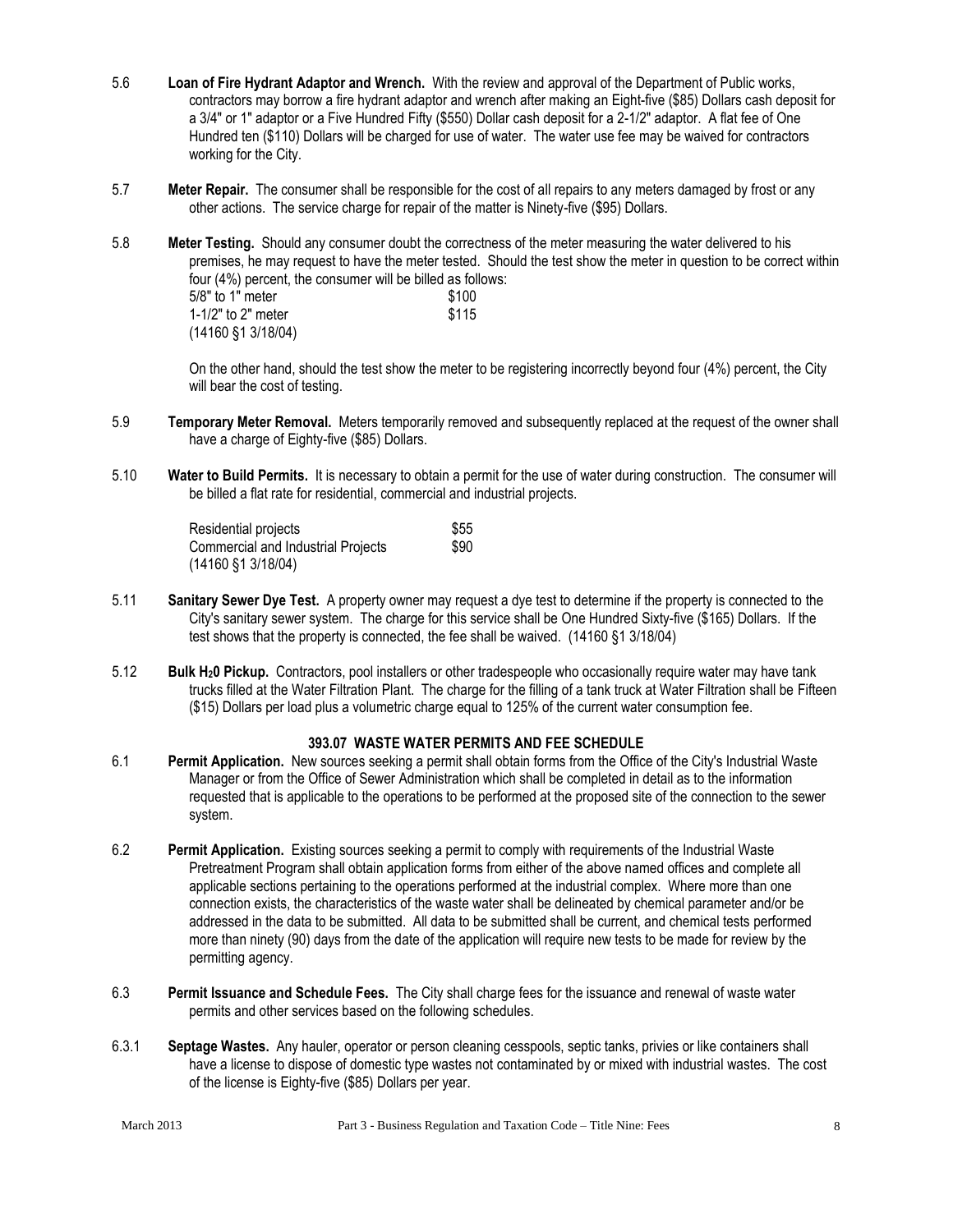5.6 **Loan of Fire Hydrant Adaptor and Wrench.** With the review and approval of the Department of Public works, contractors may borrow a fire hydrant adaptor and wrench after making an Eight-five ($85) Dollars cash deposit for a 3/4" or 1" adaptor or a Five Hundred Fifty ($550) Dollar cash deposit for a 2-1/2" adaptor. A flat fee of One Hundred ten ($110) Dollars will be charged for use of water. The water use fee may be waived for contractors working for the City.

5.7 **Meter Repair.** The consumer shall be responsible for the cost of all repairs to any meters damaged by frost or any other actions. The service charge for repair of the matter is Ninety-five ($95) Dollars.

5.8 **Meter Testing.** Should any consumer doubt the correctness of the meter measuring the water delivered to his premises, he may request to have the meter tested. Should the test show the meter in question to be correct within four (4%) percent, the consumer will be billed as follows:

| | |
|---|---|
| 5/8" to 1" meter | $100 |
| 1-1/2" to 2" meter | $115 |

(14160 §1 3/18/04)

On the other hand, should the test show the meter to be registering incorrectly beyond four (4%) percent, the City will bear the cost of testing.

5.9 **Temporary Meter Removal.** Meters temporarily removed and subsequently replaced at the request of the owner shall have a charge of Eighty-five ($85) Dollars.

5.10 **Water to Build Permits.** It is necessary to obtain a permit for the use of water during construction. The consumer will be billed a flat rate for residential, commercial and industrial projects.

| | |
|---|---|
| Residential projects | $55 |
| Commercial and Industrial Projects | $90 |

(14160 §1 3/18/04)

5.11 **Sanitary Sewer Dye Test.** A property owner may request a dye test to determine if the property is connected to the City's sanitary sewer system. The charge for this service shall be One Hundred Sixty-five ($165) Dollars. If the test shows that the property is connected, the fee shall be waived. (14160 §1 3/18/04)

5.12 **Bulk $H_20$ Pickup.** Contractors, pool installers or other tradespeople who occasionally require water may have tank trucks filled at the Water Filtration Plant. The charge for the filling of a tank truck at Water Filtration shall be Fifteen ($15) Dollars per load plus a volumetric charge equal to 125% of the current water consumption fee.

### 393.07 WASTE WATER PERMITS AND FEE SCHEDULE

6.1 **Permit Application.** New sources seeking a permit shall obtain forms from the Office of the City's Industrial Waste Manager or from the Office of Sewer Administration which shall be completed in detail as to the information requested that is applicable to the operations to be performed at the proposed site of the connection to the sewer system.

6.2 **Permit Application.** Existing sources seeking a permit to comply with requirements of the Industrial Waste Pretreatment Program shall obtain application forms from either of the above named offices and complete all applicable sections pertaining to the operations performed at the industrial complex. Where more than one connection exists, the characteristics of the waste water shall be delineated by chemical parameter and/or be addressed in the data to be submitted. All data to be submitted shall be current, and chemical tests performed more than ninety (90) days from the date of the application will require new tests to be made for review by the permitting agency.

6.3 **Permit Issuance and Schedule Fees.** The City shall charge fees for the issuance and renewal of waste water permits and other services based on the following schedules.

6.3.1 **Septage Wastes.** Any hauler, operator or person cleaning cesspools, septic tanks, privies or like containers shall have a license to dispose of domestic type wastes not contaminated by or mixed with industrial wastes. The cost of the license is Eighty-five ($85) Dollars per year.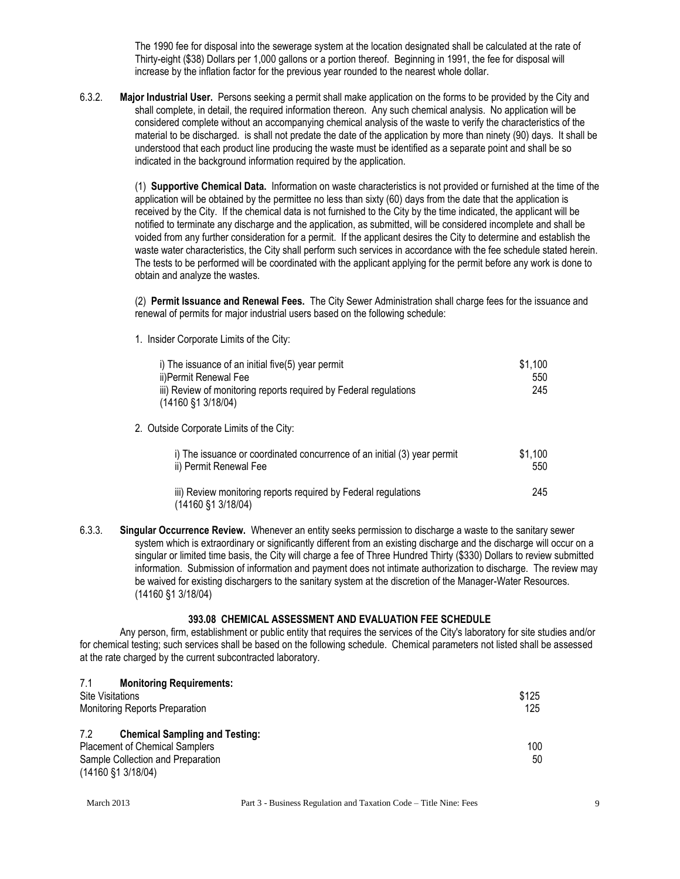The 1990 fee for disposal into the sewerage system at the location designated shall be calculated at the rate of Thirty-eight ($38) Dollars per 1,000 gallons or a portion thereof. Beginning in 1991, the fee for disposal will increase by the inflation factor for the previous year rounded to the nearest whole dollar.

6.3.2. **Major Industrial User.** Persons seeking a permit shall make application on the forms to be provided by the City and shall complete, in detail, the required information thereon. Any such chemical analysis. No application will be considered complete without an accompanying chemical analysis of the waste to verify the characteristics of the material to be discharged. is shall not predate the date of the application by more than ninety (90) days. It shall be understood that each product line producing the waste must be identified as a separate point and shall be so indicated in the background information required by the application.

(1) **Supportive Chemical Data.** Information on waste characteristics is not provided or furnished at the time of the application will be obtained by the permittee no less than sixty (60) days from the date that the application is received by the City. If the chemical data is not furnished to the City by the time indicated, the applicant will be notified to terminate any discharge and the application, as submitted, will be considered incomplete and shall be voided from any further consideration for a permit. If the applicant desires the City to determine and establish the waste water characteristics, the City shall perform such services in accordance with the fee schedule stated herein. The tests to be performed will be coordinated with the applicant applying for the permit before any work is done to obtain and analyze the wastes.

(2) **Permit Issuance and Renewal Fees.** The City Sewer Administration shall charge fees for the issuance and renewal of permits for major industrial users based on the following schedule:

1. Insider Corporate Limits of the City:

| | |
|---|---|
| i) The issuance of an initial five(5) year permit | $1,100 |
| ii)Permit Renewal Fee | 550 |
| iii) Review of monitoring reports required by Federal regulations (14160 §1 3/18/04) | 245 |

2. Outside Corporate Limits of the City:

| | |
|---|---|
| i) The issuance or coordinated concurrence of an initial (3) year permit | $1,100 |
| ii) Permit Renewal Fee | 550 |
| iii) Review monitoring reports required by Federal regulations (14160 §1 3/18/04) | 245 |

6.3.3. **Singular Occurrence Review.** Whenever an entity seeks permission to discharge a waste to the sanitary sewer system which is extraordinary or significantly different from an existing discharge and the discharge will occur on a singular or limited time basis, the City will charge a fee of Three Hundred Thirty ($330) Dollars to review submitted information. Submission of information and payment does not intimate authorization to discharge. The review may be waived for existing dischargers to the sanitary system at the discretion of the Manager-Water Resources. (14160 §1 3/18/04)

### 393.08 CHEMICAL ASSESSMENT AND EVALUATION FEE SCHEDULE

Any person, firm, establishment or public entity that requires the services of the City's laboratory for site studies and/or for chemical testing; such services shall be based on the following schedule. Chemical parameters not listed shall be assessed at the rate charged by the current subcontracted laboratory.

7.1 **Monitoring Requirements:**

| | |
|---|---|
| Site Visitations | $125 |
| Monitoring Reports Preparation | 125 |

7.2 **Chemical Sampling and Testing:**

| | |
|---|---|
| Placement of Chemical Samplers | 100 |
| Sample Collection and Preparation | 50 |

(14160 §1 3/18/04)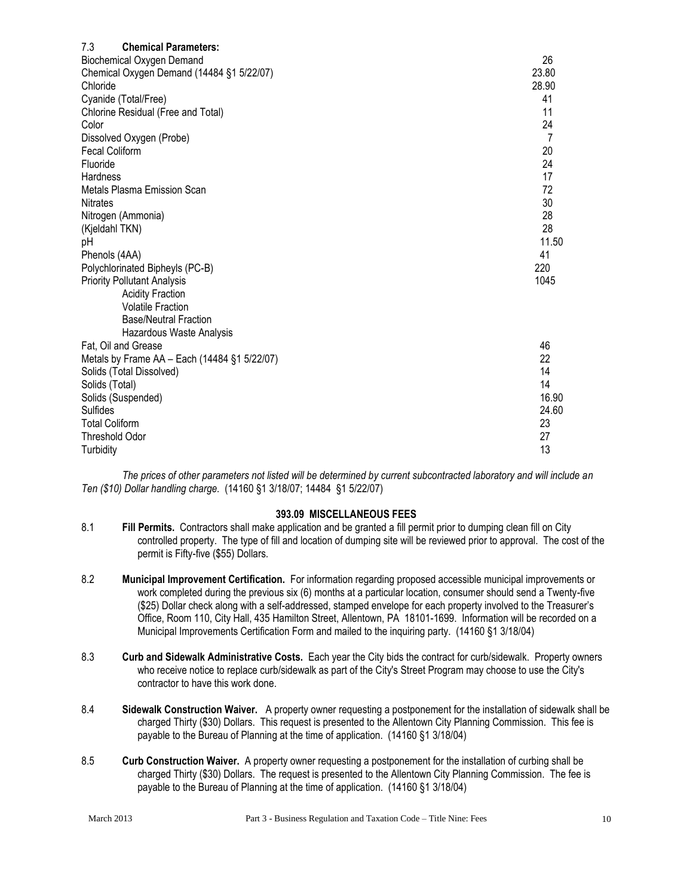### 7.3 **Chemical Parameters:**

| | |
|---|---|
| Biochemical Oxygen Demand | 26 |
| Chemical Oxygen Demand (14484 §1 5/22/07) | 23.80 |
| Chloride | 28.90 |
| Cyanide (Total/Free) | 41 |
| Chlorine Residual (Free and Total) | 11 |
| Color | 24 |
| Dissolved Oxygen (Probe) | 7 |
| Fecal Coliform | 20 |
| Fluoride | 24 |
| Hardness | 17 |
| Metals Plasma Emission Scan | 72 |
| Nitrates | 30 |
| Nitrogen (Ammonia) | 28 |
| (Kjeldahl TKN) | 28 |
| pH | 11.50 |
| Phenols (4AA) | 41 |
| Polychlorinated Bipheyls (PC-B) | 220 |
| Priority Pollutant Analysis | 1045 |
| Acidity Fraction | |
| Volatile Fraction | |
| Base/Neutral Fraction | |
| Hazardous Waste Analysis | |
| Fat, Oil and Grease | 46 |
| Metals by Frame AA – Each (14484 §1 5/22/07) | 22 |
| Solids (Total Dissolved) | 14 |
| Solids (Total) | 14 |
| Solids (Suspended) | 16.90 |
| Sulfides | 24.60 |
| Total Coliform | 23 |
| Threshold Odor | 27 |
| Turbidity | 13 |

*The prices of other parameters not listed will be determined by current subcontracted laboratory and will include an Ten ($10) Dollar handling charge.* (14160 §1 3/18/07; 14484 §1 5/22/07)

## 393.09 MISCELLANEOUS FEES

8.1 **Fill Permits.** Contractors shall make application and be granted a fill permit prior to dumping clean fill on City controlled property. The type of fill and location of dumping site will be reviewed prior to approval. The cost of the permit is Fifty-five ($55) Dollars.

8.2 **Municipal Improvement Certification.** For information regarding proposed accessible municipal improvements or work completed during the previous six (6) months at a particular location, consumer should send a Twenty-five ($25) Dollar check along with a self-addressed, stamped envelope for each property involved to the Treasurer's Office, Room 110, City Hall, 435 Hamilton Street, Allentown, PA 18101-1699. Information will be recorded on a Municipal Improvements Certification Form and mailed to the inquiring party. (14160 §1 3/18/04)

8.3 **Curb and Sidewalk Administrative Costs.** Each year the City bids the contract for curb/sidewalk. Property owners who receive notice to replace curb/sidewalk as part of the City's Street Program may choose to use the City's contractor to have this work done.

8.4 **Sidewalk Construction Waiver.** A property owner requesting a postponement for the installation of sidewalk shall be charged Thirty ($30) Dollars. This request is presented to the Allentown City Planning Commission. This fee is payable to the Bureau of Planning at the time of application. (14160 §1 3/18/04)

8.5 **Curb Construction Waiver.** A property owner requesting a postponement for the installation of curbing shall be charged Thirty ($30) Dollars. The request is presented to the Allentown City Planning Commission. The fee is payable to the Bureau of Planning at the time of application. (14160 §1 3/18/04)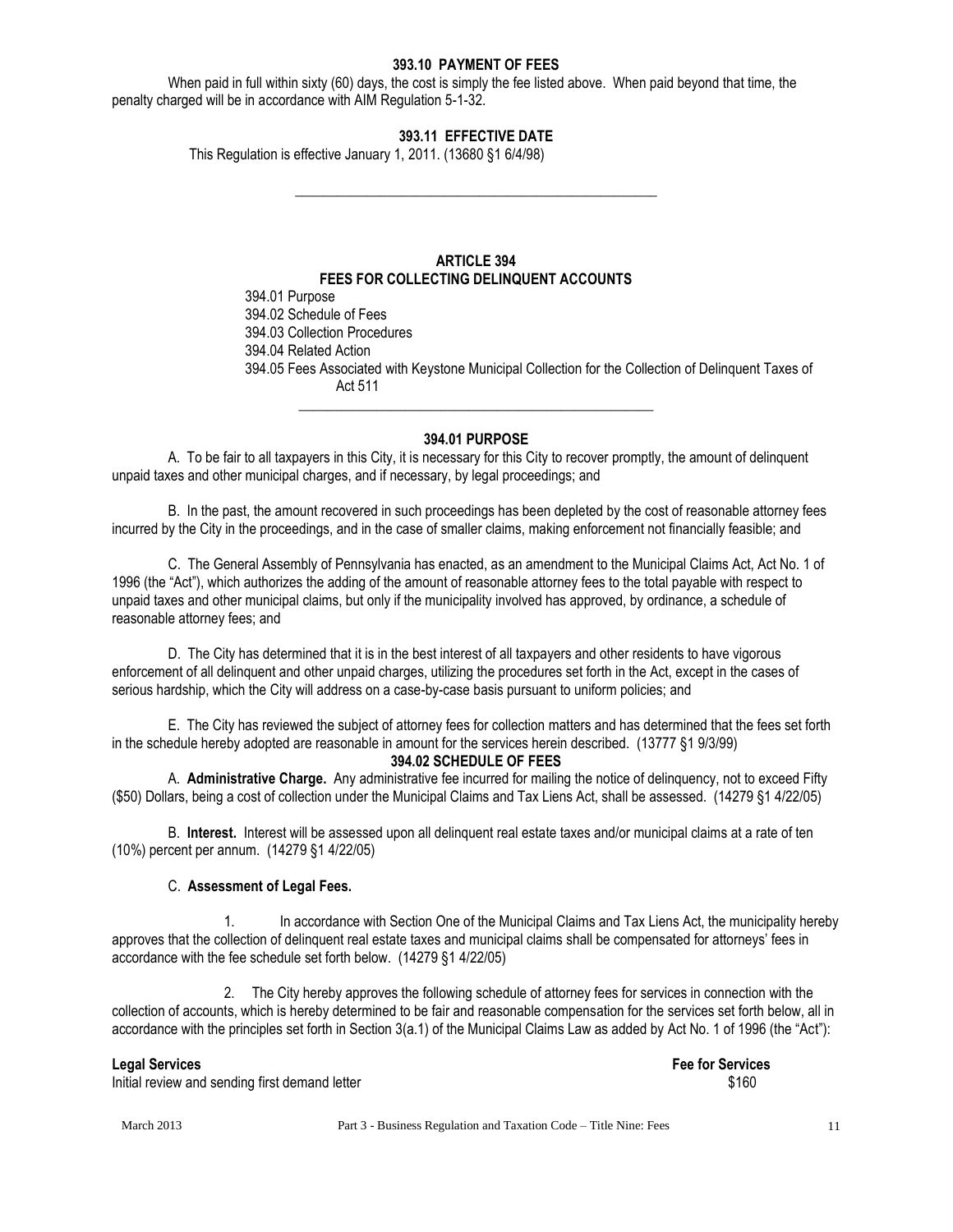### 393.10 PAYMENT OF FEES

When paid in full within sixty (60) days, the cost is simply the fee listed above. When paid beyond that time, the penalty charged will be in accordance with AIM Regulation 5-1-32.

### 393.11 EFFECTIVE DATE

This Regulation is effective January 1, 2011. (13680 §1 6/4/98)

---

## ARTICLE 394
## FEES FOR COLLECTING DELINQUENT ACCOUNTS

394.01 Purpose
394.02 Schedule of Fees
394.03 Collection Procedures
394.04 Related Action
394.05 Fees Associated with Keystone Municipal Collection for the Collection of Delinquent Taxes of Act 511

---

### 394.01 PURPOSE

A. To be fair to all taxpayers in this City, it is necessary for this City to recover promptly, the amount of delinquent unpaid taxes and other municipal charges, and if necessary, by legal proceedings; and

B. In the past, the amount recovered in such proceedings has been depleted by the cost of reasonable attorney fees incurred by the City in the proceedings, and in the case of smaller claims, making enforcement not financially feasible; and

C. The General Assembly of Pennsylvania has enacted, as an amendment to the Municipal Claims Act, Act No. 1 of 1996 (the "Act"), which authorizes the adding of the amount of reasonable attorney fees to the total payable with respect to unpaid taxes and other municipal claims, but only if the municipality involved has approved, by ordinance, a schedule of reasonable attorney fees; and

D. The City has determined that it is in the best interest of all taxpayers and other residents to have vigorous enforcement of all delinquent and other unpaid charges, utilizing the procedures set forth in the Act, except in the cases of serious hardship, which the City will address on a case-by-case basis pursuant to uniform policies; and

E. The City has reviewed the subject of attorney fees for collection matters and has determined that the fees set forth in the schedule hereby adopted are reasonable in amount for the services herein described. (13777 §1 9/3/99)

### 394.02 SCHEDULE OF FEES

A. **Administrative Charge.** Any administrative fee incurred for mailing the notice of delinquency, not to exceed Fifty ($50) Dollars, being a cost of collection under the Municipal Claims and Tax Liens Act, shall be assessed. (14279 §1 4/22/05)

B. **Interest.** Interest will be assessed upon all delinquent real estate taxes and/or municipal claims at a rate of ten (10%) percent per annum. (14279 §1 4/22/05)

C. **Assessment of Legal Fees.**

1. In accordance with Section One of the Municipal Claims and Tax Liens Act, the municipality hereby approves that the collection of delinquent real estate taxes and municipal claims shall be compensated for attorneys' fees in accordance with the fee schedule set forth below. (14279 §1 4/22/05)

2. The City hereby approves the following schedule of attorney fees for services in connection with the collection of accounts, which is hereby determined to be fair and reasonable compensation for the services set forth below, all in accordance with the principles set forth in Section 3(a.1) of the Municipal Claims Law as added by Act No. 1 of 1996 (the "Act"):

| Legal Services | Fee for Services |
|---|---|
| Initial review and sending first demand letter | $160 |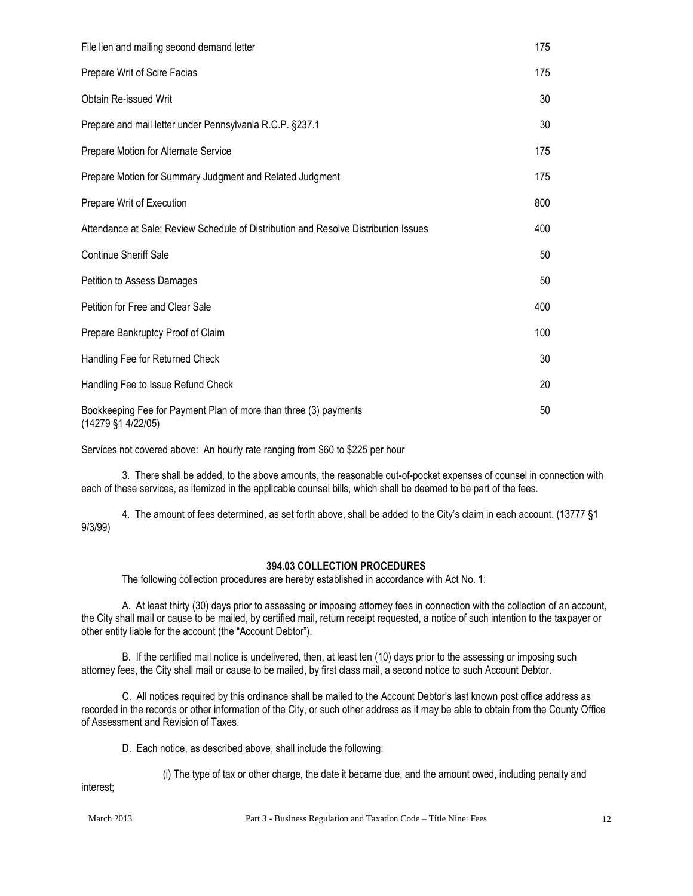| | |
|---|---|
| File lien and mailing second demand letter | 175 |
| Prepare Writ of Scire Facias | 175 |
| Obtain Re-issued Writ | 30 |
| Prepare and mail letter under Pennsylvania R.C.P. §237.1 | 30 |
| Prepare Motion for Alternate Service | 175 |
| Prepare Motion for Summary Judgment and Related Judgment | 175 |
| Prepare Writ of Execution | 800 |
| Attendance at Sale; Review Schedule of Distribution and Resolve Distribution Issues | 400 |
| Continue Sheriff Sale | 50 |
| Petition to Assess Damages | 50 |
| Petition for Free and Clear Sale | 400 |
| Prepare Bankruptcy Proof of Claim | 100 |
| Handling Fee for Returned Check | 30 |
| Handling Fee to Issue Refund Check | 20 |
| Bookkeeping Fee for Payment Plan of more than three (3) payments (14279 §1 4/22/05) | 50 |

Services not covered above: An hourly rate ranging from $60 to $225 per hour

3. There shall be added, to the above amounts, the reasonable out-of-pocket expenses of counsel in connection with each of these services, as itemized in the applicable counsel bills, which shall be deemed to be part of the fees.

4. The amount of fees determined, as set forth above, shall be added to the City's claim in each account. (13777 §1 9/3/99)

**394.03 COLLECTION PROCEDURES**

The following collection procedures are hereby established in accordance with Act No. 1:

A. At least thirty (30) days prior to assessing or imposing attorney fees in connection with the collection of an account, the City shall mail or cause to be mailed, by certified mail, return receipt requested, a notice of such intention to the taxpayer or other entity liable for the account (the "Account Debtor").

B. If the certified mail notice is undelivered, then, at least ten (10) days prior to the assessing or imposing such attorney fees, the City shall mail or cause to be mailed, by first class mail, a second notice to such Account Debtor.

C. All notices required by this ordinance shall be mailed to the Account Debtor's last known post office address as recorded in the records or other information of the City, or such other address as it may be able to obtain from the County Office of Assessment and Revision of Taxes.

D. Each notice, as described above, shall include the following:

(i) The type of tax or other charge, the date it became due, and the amount owed, including penalty and interest;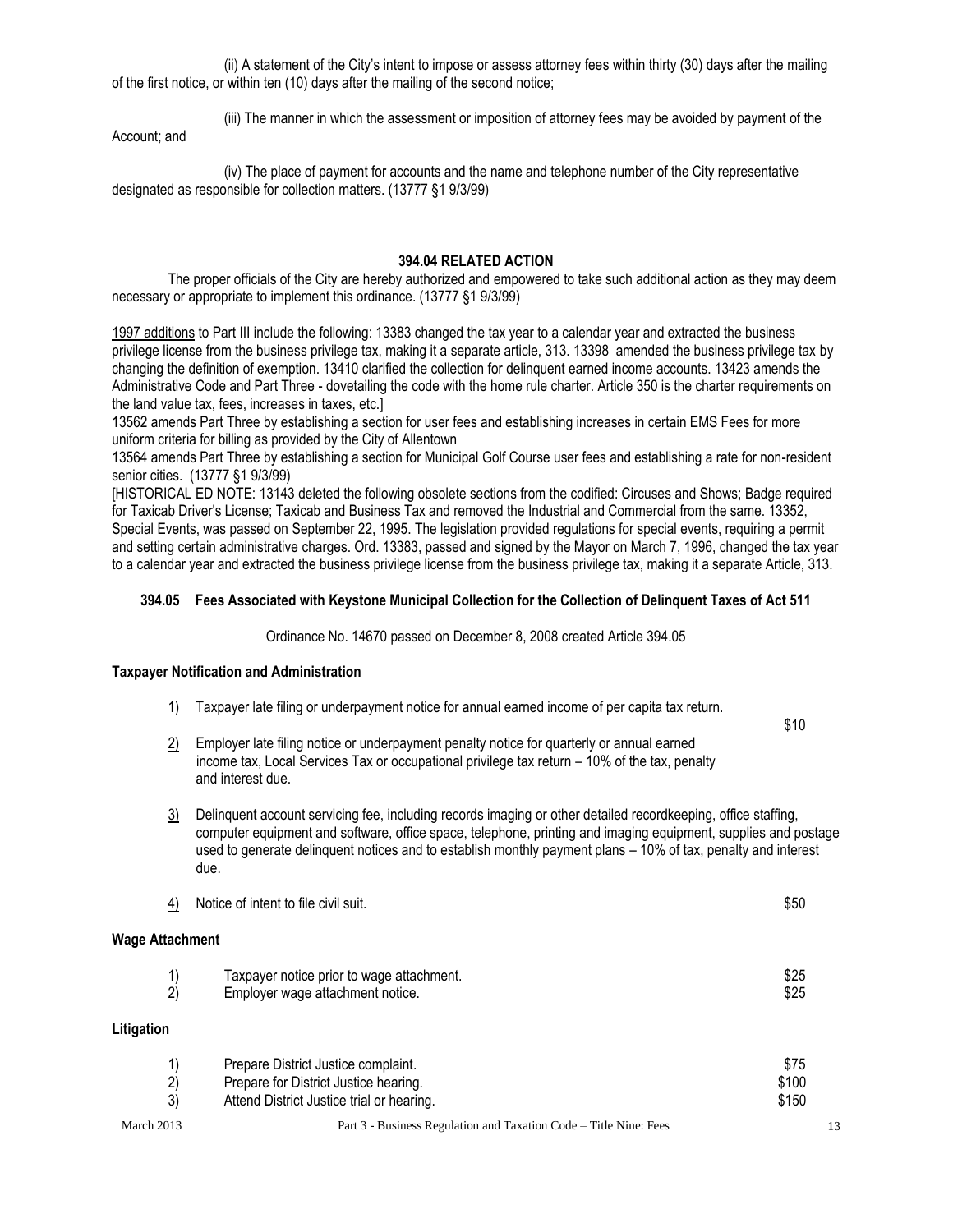(ii) A statement of the City's intent to impose or assess attorney fees within thirty (30) days after the mailing of the first notice, or within ten (10) days after the mailing of the second notice;

(iii) The manner in which the assessment or imposition of attorney fees may be avoided by payment of the Account; and

(iv) The place of payment for accounts and the name and telephone number of the City representative designated as responsible for collection matters. (13777 §1 9/3/99)

### 394.04 RELATED ACTION

The proper officials of the City are hereby authorized and empowered to take such additional action as they may deem necessary or appropriate to implement this ordinance. (13777 §1 9/3/99)

1997 additions to Part III include the following: 13383 changed the tax year to a calendar year and extracted the business privilege license from the business privilege tax, making it a separate article, 313. 13398 amended the business privilege tax by changing the definition of exemption. 13410 clarified the collection for delinquent earned income accounts. 13423 amends the Administrative Code and Part Three - dovetailing the code with the home rule charter. Article 350 is the charter requirements on the land value tax, fees, increases in taxes, etc.]

13562 amends Part Three by establishing a section for user fees and establishing increases in certain EMS Fees for more uniform criteria for billing as provided by the City of Allentown

13564 amends Part Three by establishing a section for Municipal Golf Course user fees and establishing a rate for non-resident senior cities. (13777 §1 9/3/99)

[HISTORICAL ED NOTE: 13143 deleted the following obsolete sections from the codified: Circuses and Shows; Badge required for Taxicab Driver's License; Taxicab and Business Tax and removed the Industrial and Commercial from the same. 13352, Special Events, was passed on September 22, 1995. The legislation provided regulations for special events, requiring a permit and setting certain administrative charges. Ord. 13383, passed and signed by the Mayor on March 7, 1996, changed the tax year to a calendar year and extracted the business privilege license from the business privilege tax, making it a separate Article, 313.

### 394.05 Fees Associated with Keystone Municipal Collection for the Collection of Delinquent Taxes of Act 511

Ordinance No. 14670 passed on December 8, 2008 created Article 394.05

**Taxpayer Notification and Administration**

1) Taxpayer late filing or underpayment notice for annual earned income of per capita tax return. $10

2) Employer late filing notice or underpayment penalty notice for quarterly or annual earned income tax, Local Services Tax or occupational privilege tax return – 10% of the tax, penalty and interest due.

3) Delinquent account servicing fee, including records imaging or other detailed recordkeeping, office staffing, computer equipment and software, office space, telephone, printing and imaging equipment, supplies and postage used to generate delinquent notices and to establish monthly payment plans – 10% of tax, penalty and interest due.

4) Notice of intent to file civil suit. $50

**Wage Attachment**

| | | |
|---|---|---|
| 1) | Taxpayer notice prior to wage attachment. | $25 |
| 2) | Employer wage attachment notice. | $25 |

**Litigation**

| | | |
|---|---|---|
| 1) | Prepare District Justice complaint. | $75 |
| 2) | Prepare for District Justice hearing. | $100 |
| 3) | Attend District Justice trial or hearing. | $150 |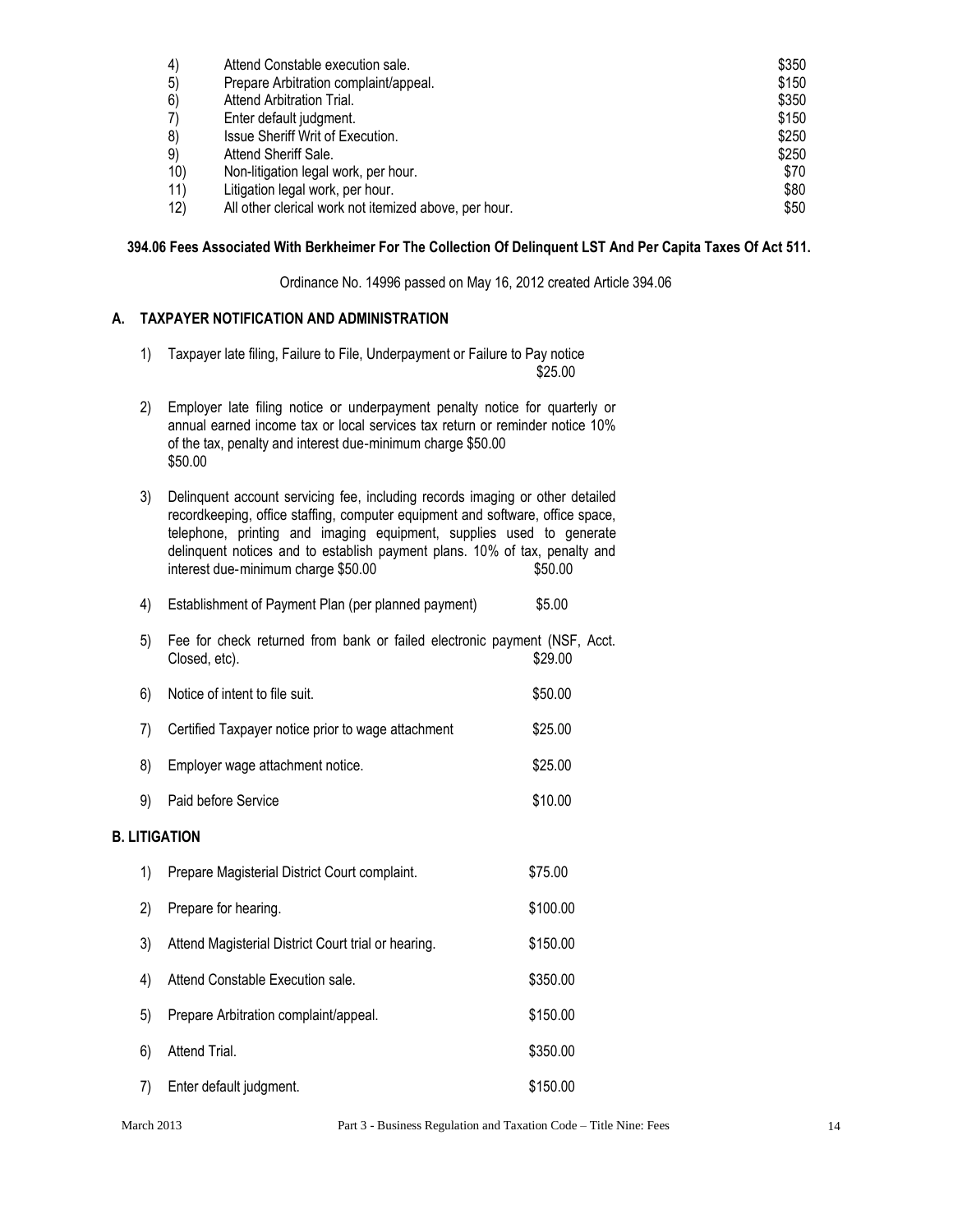| | | |
|---|---|---|
| 4) | Attend Constable execution sale. | $350 |
| 5) | Prepare Arbitration complaint/appeal. | $150 |
| 6) | Attend Arbitration Trial. | $350 |
| 7) | Enter default judgment. | $150 |
| 8) | Issue Sheriff Writ of Execution. | $250 |
| 9) | Attend Sheriff Sale. | $250 |
| 10) | Non-litigation legal work, per hour. | $70 |
| 11) | Litigation legal work, per hour. | $80 |
| 12) | All other clerical work not itemized above, per hour. | $50 |

**394.06 Fees Associated With Berkheimer For The Collection Of Delinquent LST And Per Capita Taxes Of Act 511.**

Ordinance No. 14996 passed on May 16, 2012 created Article 394.06

**A. TAXPAYER NOTIFICATION AND ADMINISTRATION**

1) Taxpayer late filing, Failure to File, Underpayment or Failure to Pay notice $25.00

2) Employer late filing notice or underpayment penalty notice for quarterly or annual earned income tax or local services tax return or reminder notice 10% of the tax, penalty and interest due-minimum charge $50.00 $50.00

3) Delinquent account servicing fee, including records imaging or other detailed recordkeeping, office staffing, computer equipment and software, office space, telephone, printing and imaging equipment, supplies used to generate delinquent notices and to establish payment plans. 10% of tax, penalty and interest due-minimum charge $50.00 $50.00

4) Establishment of Payment Plan (per planned payment) $5.00

5) Fee for check returned from bank or failed electronic payment (NSF, Acct. Closed, etc). $29.00

6) Notice of intent to file suit. $50.00

7) Certified Taxpayer notice prior to wage attachment $25.00

8) Employer wage attachment notice. $25.00

9) Paid before Service $10.00

**B. LITIGATION**

1) Prepare Magisterial District Court complaint. $75.00

2) Prepare for hearing. $100.00

3) Attend Magisterial District Court trial or hearing. $150.00

4) Attend Constable Execution sale. $350.00

5) Prepare Arbitration complaint/appeal. $150.00

6) Attend Trial. $350.00

7) Enter default judgment. $150.00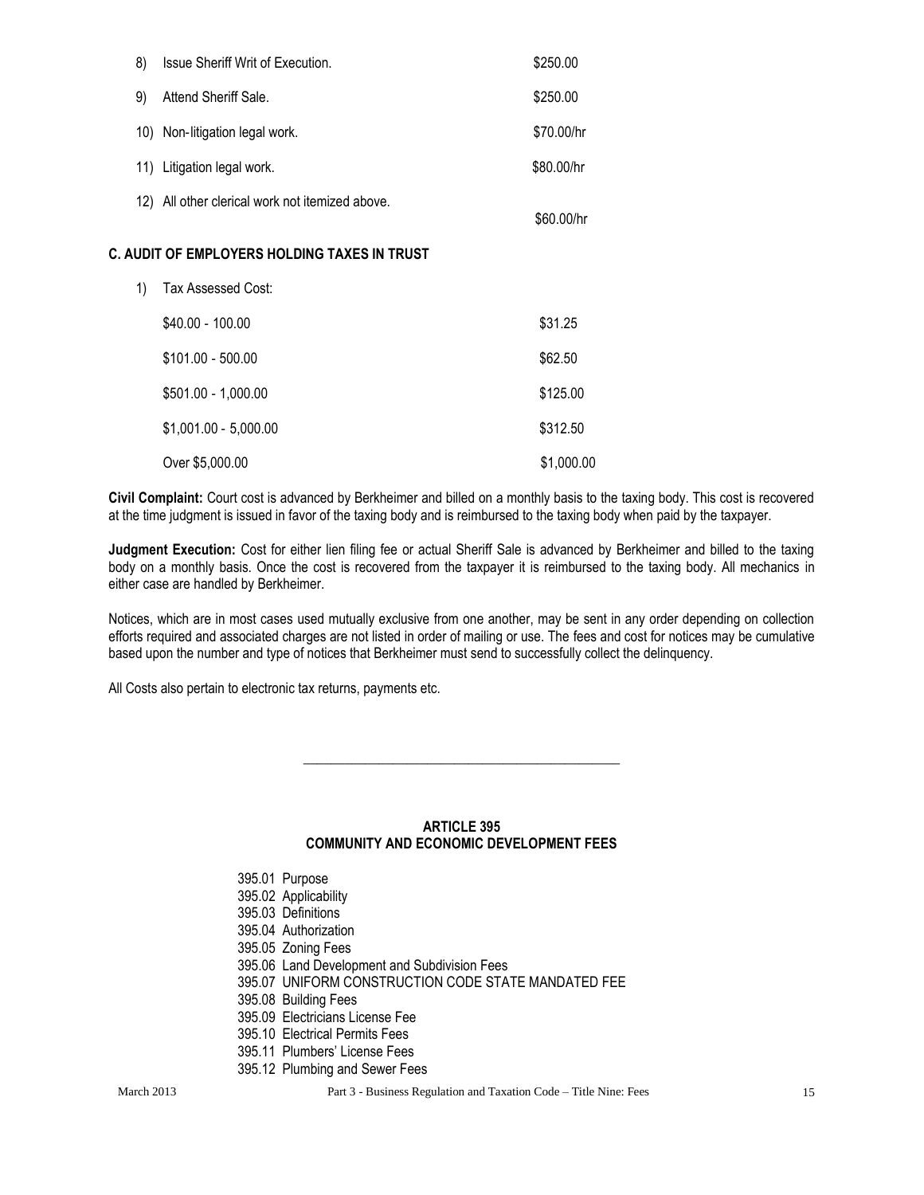| | | |
|---|---|---|
| 8) | Issue Sheriff Writ of Execution. | $250.00 |
| 9) | Attend Sheriff Sale. | $250.00 |
| 10) | Non-litigation legal work. | $70.00/hr |
| 11) | Litigation legal work. | $80.00/hr |
| 12) | All other clerical work not itemized above. | $60.00/hr |

**C. AUDIT OF EMPLOYERS HOLDING TAXES IN TRUST**

1) Tax Assessed Cost:

| | |
|---|---|
| $40.00 - 100.00 | $31.25 |
| $101.00 - 500.00 | $62.50 |
| $501.00 - 1,000.00 | $125.00 |
| $1,001.00 - 5,000.00 | $312.50 |
| Over $5,000.00 | $1,000.00 |

**Civil Complaint:** Court cost is advanced by Berkheimer and billed on a monthly basis to the taxing body. This cost is recovered at the time judgment is issued in favor of the taxing body and is reimbursed to the taxing body when paid by the taxpayer.

**Judgment Execution:** Cost for either lien filing fee or actual Sheriff Sale is advanced by Berkheimer and billed to the taxing body on a monthly basis. Once the cost is recovered from the taxpayer it is reimbursed to the taxing body. All mechanics in either case are handled by Berkheimer.

Notices, which are in most cases used mutually exclusive from one another, may be sent in any order depending on collection efforts required and associated charges are not listed in order of mailing or use. The fees and cost for notices may be cumulative based upon the number and type of notices that Berkheimer must send to successfully collect the delinquency.

All Costs also pertain to electronic tax returns, payments etc.

---

## ARTICLE 395
## COMMUNITY AND ECONOMIC DEVELOPMENT FEES

395.01 Purpose
395.02 Applicability
395.03 Definitions
395.04 Authorization
395.05 Zoning Fees
395.06 Land Development and Subdivision Fees
395.07 UNIFORM CONSTRUCTION CODE STATE MANDATED FEE
395.08 Building Fees
395.09 Electricians License Fee
395.10 Electrical Permits Fees
395.11 Plumbers' License Fees
395.12 Plumbing and Sewer Fees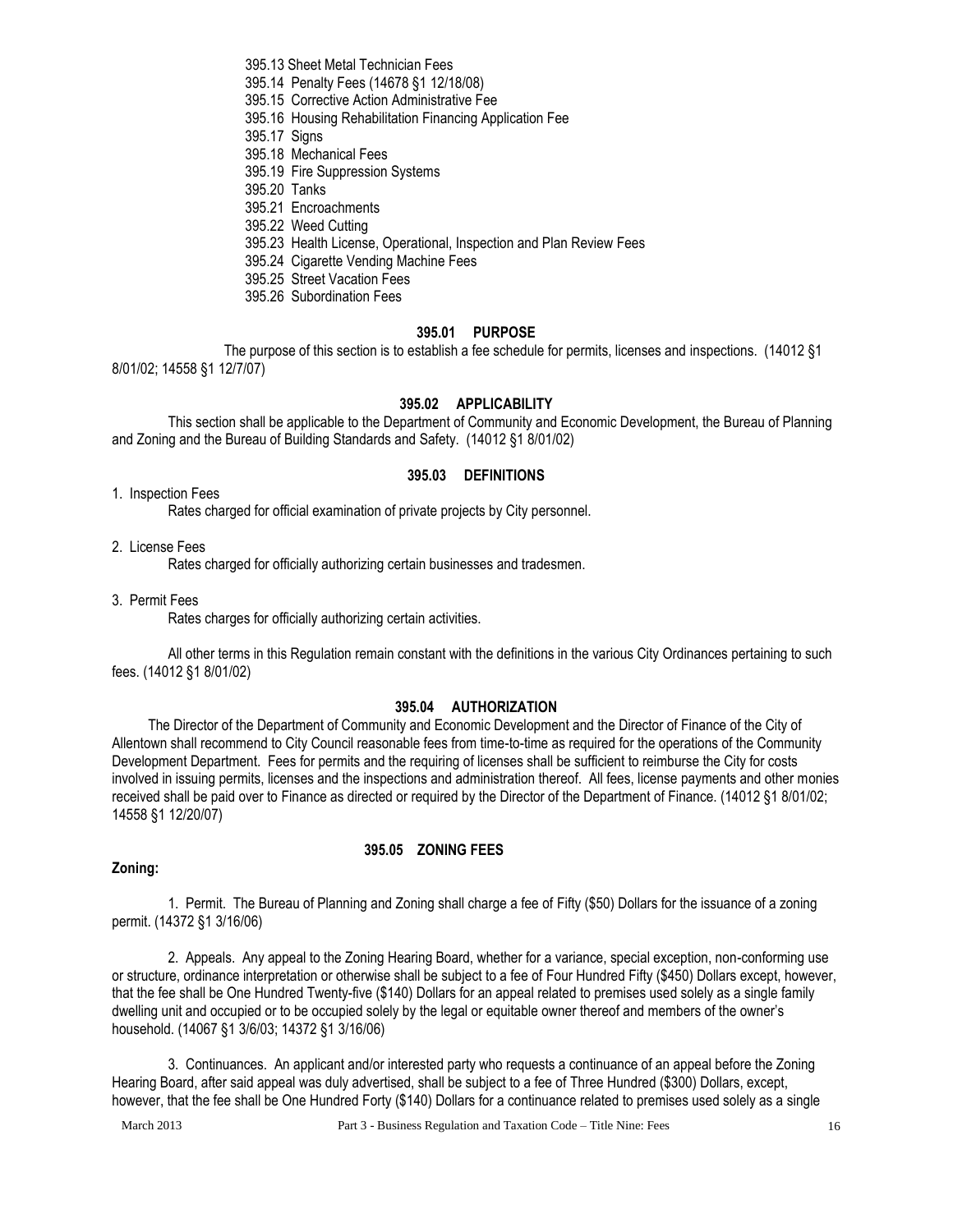395.13 Sheet Metal Technician Fees
395.14 Penalty Fees (14678 §1 12/18/08)
395.15 Corrective Action Administrative Fee
395.16 Housing Rehabilitation Financing Application Fee
395.17 Signs
395.18 Mechanical Fees
395.19 Fire Suppression Systems
395.20 Tanks
395.21 Encroachments
395.22 Weed Cutting
395.23 Health License, Operational, Inspection and Plan Review Fees
395.24 Cigarette Vending Machine Fees
395.25 Street Vacation Fees
395.26 Subordination Fees

### 395.01 PURPOSE

The purpose of this section is to establish a fee schedule for permits, licenses and inspections. (14012 §1 8/01/02; 14558 §1 12/7/07)

### 395.02 APPLICABILITY

This section shall be applicable to the Department of Community and Economic Development, the Bureau of Planning and Zoning and the Bureau of Building Standards and Safety. (14012 §1 8/01/02)

### 395.03 DEFINITIONS

1. Inspection Fees

   Rates charged for official examination of private projects by City personnel.

2. License Fees

   Rates charged for officially authorizing certain businesses and tradesmen.

3. Permit Fees

   Rates charges for officially authorizing certain activities.

All other terms in this Regulation remain constant with the definitions in the various City Ordinances pertaining to such fees. (14012 §1 8/01/02)

### 395.04 AUTHORIZATION

The Director of the Department of Community and Economic Development and the Director of Finance of the City of Allentown shall recommend to City Council reasonable fees from time-to-time as required for the operations of the Community Development Department. Fees for permits and the requiring of licenses shall be sufficient to reimburse the City for costs involved in issuing permits, licenses and the inspections and administration thereof. All fees, license payments and other monies received shall be paid over to Finance as directed or required by the Director of the Department of Finance. (14012 §1 8/01/02; 14558 §1 12/20/07)

### 395.05 ZONING FEES

**Zoning:**

1. Permit. The Bureau of Planning and Zoning shall charge a fee of Fifty ($50) Dollars for the issuance of a zoning permit. (14372 §1 3/16/06)

2. Appeals. Any appeal to the Zoning Hearing Board, whether for a variance, special exception, non-conforming use or structure, ordinance interpretation or otherwise shall be subject to a fee of Four Hundred Fifty ($450) Dollars except, however, that the fee shall be One Hundred Twenty-five ($140) Dollars for an appeal related to premises used solely as a single family dwelling unit and occupied or to be occupied solely by the legal or equitable owner thereof and members of the owner's household. (14067 §1 3/6/03; 14372 §1 3/16/06)

3. Continuances. An applicant and/or interested party who requests a continuance of an appeal before the Zoning Hearing Board, after said appeal was duly advertised, shall be subject to a fee of Three Hundred ($300) Dollars, except, however, that the fee shall be One Hundred Forty ($140) Dollars for a continuance related to premises used solely as a single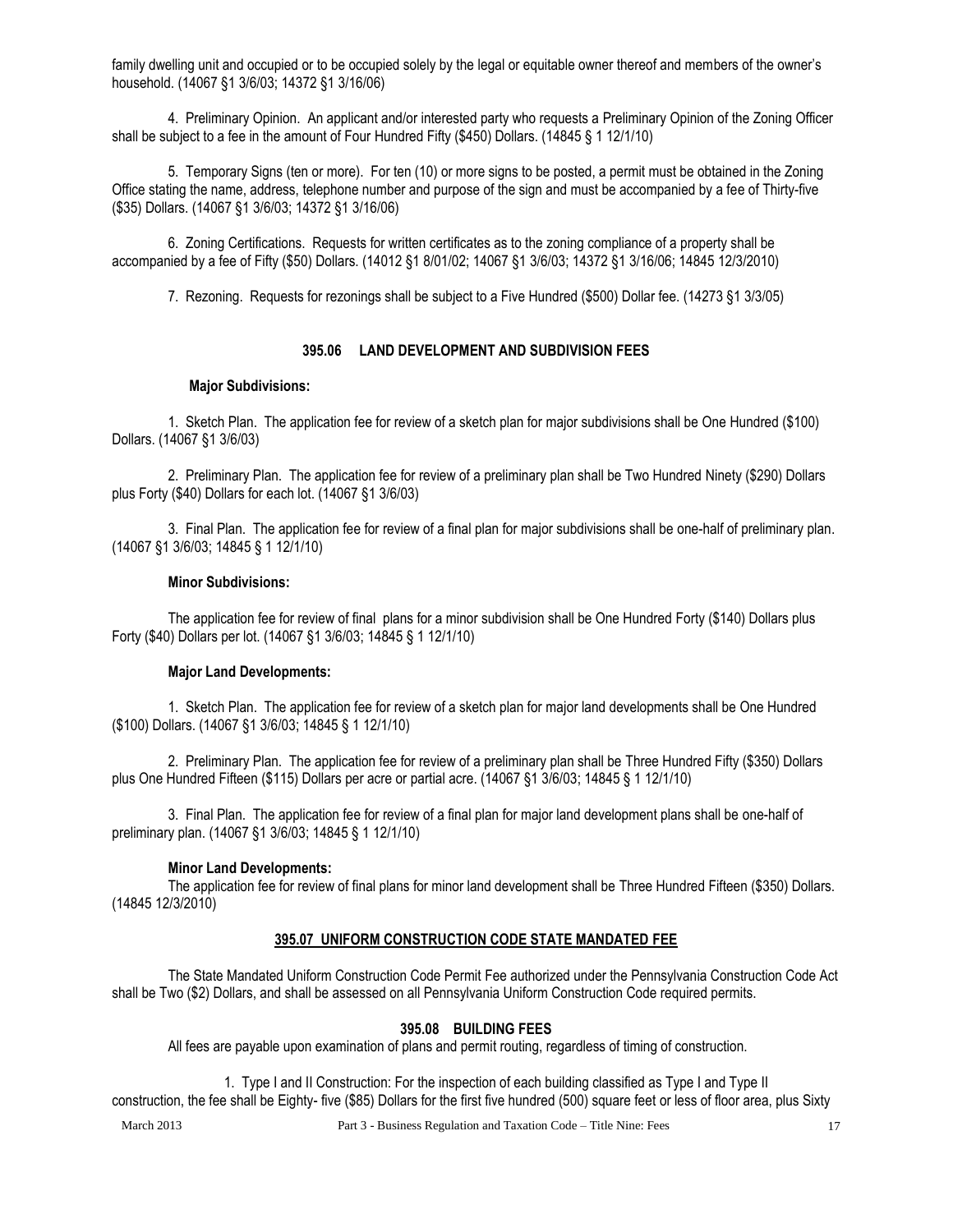family dwelling unit and occupied or to be occupied solely by the legal or equitable owner thereof and members of the owner's household. (14067 §1 3/6/03; 14372 §1 3/16/06)

4. Preliminary Opinion. An applicant and/or interested party who requests a Preliminary Opinion of the Zoning Officer shall be subject to a fee in the amount of Four Hundred Fifty ($450) Dollars. (14845 § 1 12/1/10)

5. Temporary Signs (ten or more). For ten (10) or more signs to be posted, a permit must be obtained in the Zoning Office stating the name, address, telephone number and purpose of the sign and must be accompanied by a fee of Thirty-five ($35) Dollars. (14067 §1 3/6/03; 14372 §1 3/16/06)

6. Zoning Certifications. Requests for written certificates as to the zoning compliance of a property shall be accompanied by a fee of Fifty ($50) Dollars. (14012 §1 8/01/02; 14067 §1 3/6/03; 14372 §1 3/16/06; 14845 12/3/2010)

7. Rezoning. Requests for rezonings shall be subject to a Five Hundred ($500) Dollar fee. (14273 §1 3/3/05)

## 395.06 LAND DEVELOPMENT AND SUBDIVISION FEES

**Major Subdivisions:**

1. Sketch Plan. The application fee for review of a sketch plan for major subdivisions shall be One Hundred ($100) Dollars. (14067 §1 3/6/03)

2. Preliminary Plan. The application fee for review of a preliminary plan shall be Two Hundred Ninety ($290) Dollars plus Forty ($40) Dollars for each lot. (14067 §1 3/6/03)

3. Final Plan. The application fee for review of a final plan for major subdivisions shall be one-half of preliminary plan. (14067 §1 3/6/03; 14845 § 1 12/1/10)

**Minor Subdivisions:**

The application fee for review of final plans for a minor subdivision shall be One Hundred Forty ($140) Dollars plus Forty ($40) Dollars per lot. (14067 §1 3/6/03; 14845 § 1 12/1/10)

**Major Land Developments:**

1. Sketch Plan. The application fee for review of a sketch plan for major land developments shall be One Hundred ($100) Dollars. (14067 §1 3/6/03; 14845 § 1 12/1/10)

2. Preliminary Plan. The application fee for review of a preliminary plan shall be Three Hundred Fifty ($350) Dollars plus One Hundred Fifteen ($115) Dollars per acre or partial acre. (14067 §1 3/6/03; 14845 § 1 12/1/10)

3. Final Plan. The application fee for review of a final plan for major land development plans shall be one-half of preliminary plan. (14067 §1 3/6/03; 14845 § 1 12/1/10)

**Minor Land Developments:**

The application fee for review of final plans for minor land development shall be Three Hundred Fifteen ($350) Dollars. (14845 12/3/2010)

## 395.07 UNIFORM CONSTRUCTION CODE STATE MANDATED FEE

The State Mandated Uniform Construction Code Permit Fee authorized under the Pennsylvania Construction Code Act shall be Two ($2) Dollars, and shall be assessed on all Pennsylvania Uniform Construction Code required permits.

## 395.08 BUILDING FEES

All fees are payable upon examination of plans and permit routing, regardless of timing of construction.

1. Type I and II Construction: For the inspection of each building classified as Type I and Type II construction, the fee shall be Eighty- five ($85) Dollars for the first five hundred (500) square feet or less of floor area, plus Sixty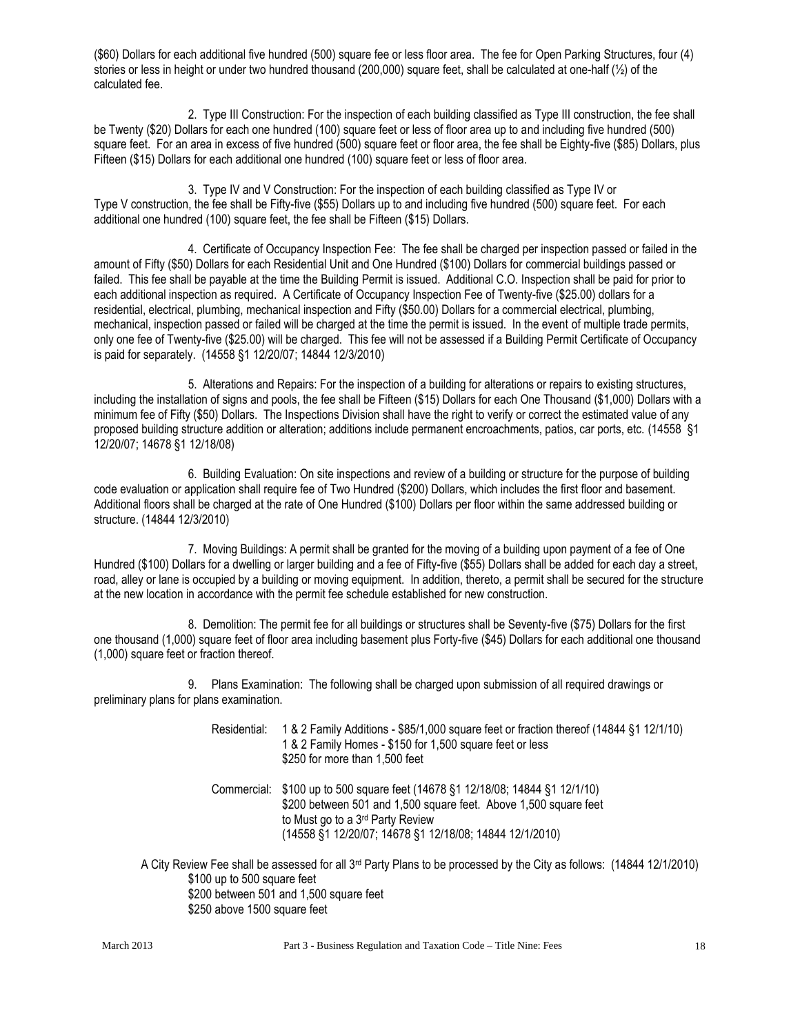($60) Dollars for each additional five hundred (500) square fee or less floor area. The fee for Open Parking Structures, four (4) stories or less in height or under two hundred thousand (200,000) square feet, shall be calculated at one-half (½) of the calculated fee.

2. Type III Construction: For the inspection of each building classified as Type III construction, the fee shall be Twenty ($20) Dollars for each one hundred (100) square feet or less of floor area up to and including five hundred (500) square feet. For an area in excess of five hundred (500) square feet or floor area, the fee shall be Eighty-five ($85) Dollars, plus Fifteen ($15) Dollars for each additional one hundred (100) square feet or less of floor area.

3. Type IV and V Construction: For the inspection of each building classified as Type IV or Type V construction, the fee shall be Fifty-five ($55) Dollars up to and including five hundred (500) square feet. For each additional one hundred (100) square feet, the fee shall be Fifteen ($15) Dollars.

4. Certificate of Occupancy Inspection Fee: The fee shall be charged per inspection passed or failed in the amount of Fifty ($50) Dollars for each Residential Unit and One Hundred ($100) Dollars for commercial buildings passed or failed. This fee shall be payable at the time the Building Permit is issued. Additional C.O. Inspection shall be paid for prior to each additional inspection as required. A Certificate of Occupancy Inspection Fee of Twenty-five ($25.00) dollars for a residential, electrical, plumbing, mechanical inspection and Fifty ($50.00) Dollars for a commercial electrical, plumbing, mechanical, inspection passed or failed will be charged at the time the permit is issued. In the event of multiple trade permits, only one fee of Twenty-five ($25.00) will be charged. This fee will not be assessed if a Building Permit Certificate of Occupancy is paid for separately. (14558 §1 12/20/07; 14844 12/3/2010)

5. Alterations and Repairs: For the inspection of a building for alterations or repairs to existing structures, including the installation of signs and pools, the fee shall be Fifteen ($15) Dollars for each One Thousand ($1,000) Dollars with a minimum fee of Fifty ($50) Dollars. The Inspections Division shall have the right to verify or correct the estimated value of any proposed building structure addition or alteration; additions include permanent encroachments, patios, car ports, etc. (14558 §1 12/20/07; 14678 §1 12/18/08)

6. Building Evaluation: On site inspections and review of a building or structure for the purpose of building code evaluation or application shall require fee of Two Hundred ($200) Dollars, which includes the first floor and basement. Additional floors shall be charged at the rate of One Hundred ($100) Dollars per floor within the same addressed building or structure. (14844 12/3/2010)

7. Moving Buildings: A permit shall be granted for the moving of a building upon payment of a fee of One Hundred ($100) Dollars for a dwelling or larger building and a fee of Fifty-five ($55) Dollars shall be added for each day a street, road, alley or lane is occupied by a building or moving equipment. In addition, thereto, a permit shall be secured for the structure at the new location in accordance with the permit fee schedule established for new construction.

8. Demolition: The permit fee for all buildings or structures shall be Seventy-five ($75) Dollars for the first one thousand (1,000) square feet of floor area including basement plus Forty-five ($45) Dollars for each additional one thousand (1,000) square feet or fraction thereof.

9. Plans Examination: The following shall be charged upon submission of all required drawings or preliminary plans for plans examination.

Residential: 1 & 2 Family Additions - $85/1,000 square feet or fraction thereof (14844 §1 12/1/10)
1 & 2 Family Homes - $150 for 1,500 square feet or less
$250 for more than 1,500 feet

Commercial: $100 up to 500 square feet (14678 §1 12/18/08; 14844 §1 12/1/10)
$200 between 501 and 1,500 square feet. Above 1,500 square feet to Must go to a 3rd Party Review
(14558 §1 12/20/07; 14678 §1 12/18/08; 14844 12/1/2010)

A City Review Fee shall be assessed for all 3rd Party Plans to be processed by the City as follows: (14844 12/1/2010)
$100 up to 500 square feet
$200 between 501 and 1,500 square feet
$250 above 1500 square feet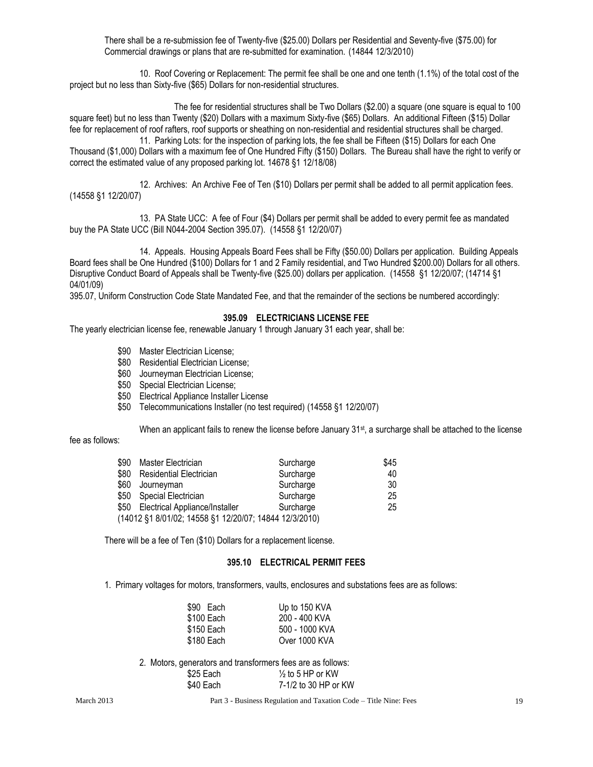There shall be a re-submission fee of Twenty-five ($25.00) Dollars per Residential and Seventy-five ($75.00) for Commercial drawings or plans that are re-submitted for examination. (14844 12/3/2010)

10. Roof Covering or Replacement: The permit fee shall be one and one tenth (1.1%) of the total cost of the project but no less than Sixty-five ($65) Dollars for non-residential structures.

The fee for residential structures shall be Two Dollars ($2.00) a square (one square is equal to 100 square feet) but no less than Twenty ($20) Dollars with a maximum Sixty-five ($65) Dollars. An additional Fifteen ($15) Dollar fee for replacement of roof rafters, roof supports or sheathing on non-residential and residential structures shall be charged.

11. Parking Lots: for the inspection of parking lots, the fee shall be Fifteen ($15) Dollars for each One Thousand ($1,000) Dollars with a maximum fee of One Hundred Fifty ($150) Dollars. The Bureau shall have the right to verify or correct the estimated value of any proposed parking lot. 14678 §1 12/18/08)

12. Archives: An Archive Fee of Ten ($10) Dollars per permit shall be added to all permit application fees. (14558 §1 12/20/07)

13. PA State UCC: A fee of Four ($4) Dollars per permit shall be added to every permit fee as mandated buy the PA State UCC (Bill N044-2004 Section 395.07). (14558 §1 12/20/07)

14. Appeals. Housing Appeals Board Fees shall be Fifty ($50.00) Dollars per application. Building Appeals Board fees shall be One Hundred ($100) Dollars for 1 and 2 Family residential, and Two Hundred $200.00) Dollars for all others. Disruptive Conduct Board of Appeals shall be Twenty-five ($25.00) dollars per application. (14558 §1 12/20/07; (14714 §1 04/01/09)

395.07, Uniform Construction Code State Mandated Fee, and that the remainder of the sections be numbered accordingly:

## 395.09 ELECTRICIANS LICENSE FEE

The yearly electrician license fee, renewable January 1 through January 31 each year, shall be:

- $90 Master Electrician License;
- $80 Residential Electrician License;
- $60 Journeyman Electrician License;
- $50 Special Electrician License;
- $50 Electrical Appliance Installer License
- $50 Telecommunications Installer (no test required) (14558 §1 12/20/07)

When an applicant fails to renew the license before January 31st, a surcharge shall be attached to the license fee as follows:

| | | | |
|---|---|---|---|
| $90 | Master Electrician | Surcharge | $45 |
| $80 | Residential Electrician | Surcharge | 40 |
| $60 | Journeyman | Surcharge | 30 |
| $50 | Special Electrician | Surcharge | 25 |
| $50 | Electrical Appliance/Installer | Surcharge | 25 |

(14012 §1 8/01/02; 14558 §1 12/20/07; 14844 12/3/2010)

There will be a fee of Ten ($10) Dollars for a replacement license.

## 395.10 ELECTRICAL PERMIT FEES

1. Primary voltages for motors, transformers, vaults, enclosures and substations fees are as follows:

| | |
|---|---|
| $90 Each | Up to 150 KVA |
| $100 Each | 200 - 400 KVA |
| $150 Each | 500 - 1000 KVA |
| $180 Each | Over 1000 KVA |

2. Motors, generators and transformers fees are as follows:

| | |
|---|---|
| $25 Each | ½ to 5 HP or KW |
| $40 Each | 7-1/2 to 30 HP or KW |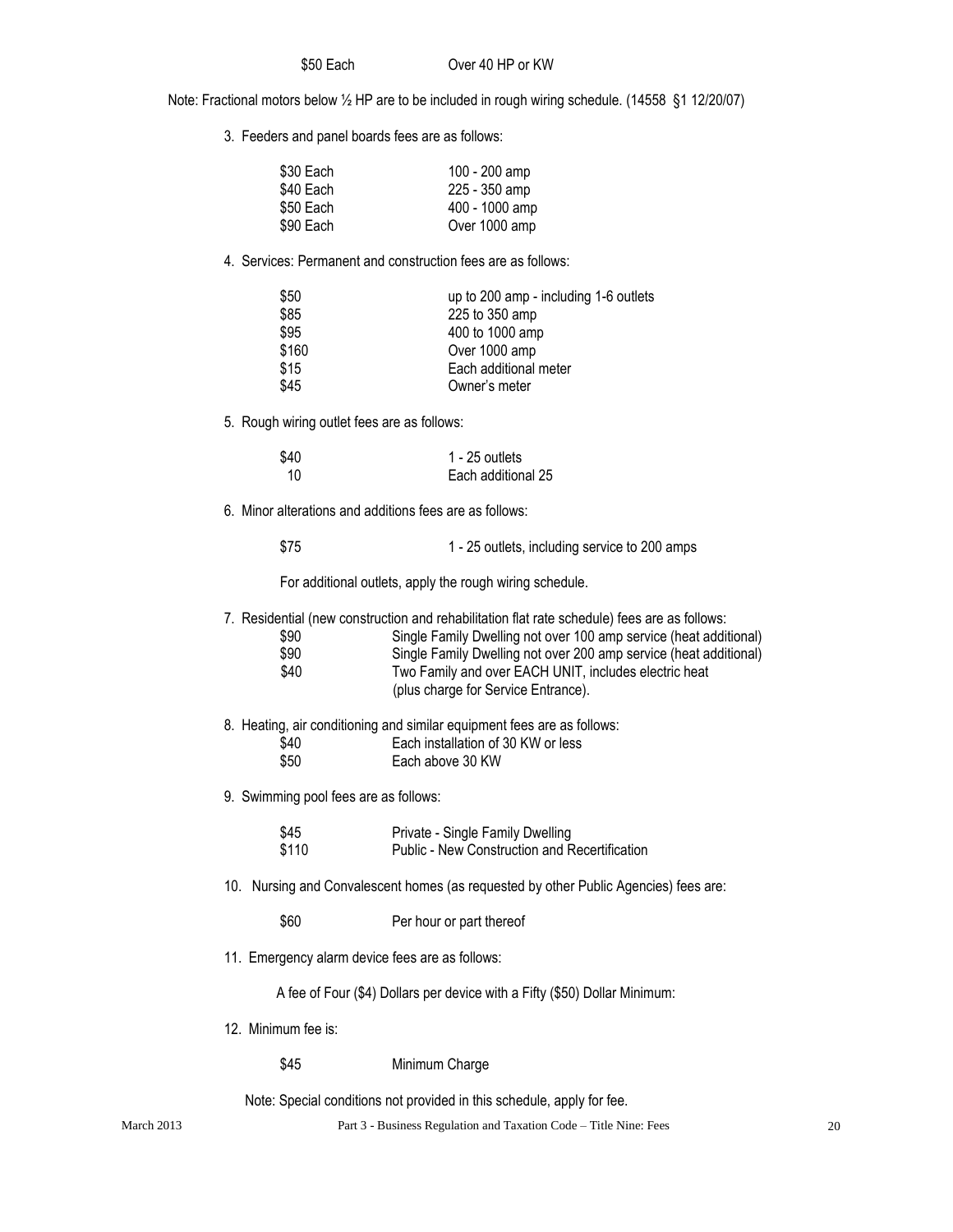| | |
|---|---|
| $50 Each | Over 40 HP or KW |

Note: Fractional motors below ½ HP are to be included in rough wiring schedule. (14558 §1 12/20/07)

3. Feeders and panel boards fees are as follows:

| | |
|---|---|
| $30 Each | 100 - 200 amp |
| $40 Each | 225 - 350 amp |
| $50 Each | 400 - 1000 amp |
| $90 Each | Over 1000 amp |

4. Services: Permanent and construction fees are as follows:

| | |
|---|---|
| $50 | up to 200 amp - including 1-6 outlets |
| $85 | 225 to 350 amp |
| $95 | 400 to 1000 amp |
| $160 | Over 1000 amp |
| $15 | Each additional meter |
| $45 | Owner's meter |

5. Rough wiring outlet fees are as follows:

| | |
|---|---|
| $40 | 1 - 25 outlets |
| 10 | Each additional 25 |

6. Minor alterations and additions fees are as follows:

| | |
|---|---|
| $75 | 1 - 25 outlets, including service to 200 amps |

For additional outlets, apply the rough wiring schedule.

7. Residential (new construction and rehabilitation flat rate schedule) fees are as follows:

| | |
|---|---|
| $90 | Single Family Dwelling not over 100 amp service (heat additional) |
| $90 | Single Family Dwelling not over 200 amp service (heat additional) |
| $40 | Two Family and over EACH UNIT, includes electric heat (plus charge for Service Entrance). |

8. Heating, air conditioning and similar equipment fees are as follows:

| | |
|---|---|
| $40 | Each installation of 30 KW or less |
| $50 | Each above 30 KW |

9. Swimming pool fees are as follows:

| | |
|---|---|
| $45 | Private - Single Family Dwelling |
| $110 | Public - New Construction and Recertification |

10. Nursing and Convalescent homes (as requested by other Public Agencies) fees are:

| | |
|---|---|
| $60 | Per hour or part thereof |

11. Emergency alarm device fees are as follows:

A fee of Four ($4) Dollars per device with a Fifty ($50) Dollar Minimum:

12. Minimum fee is:

| | |
|---|---|
| $45 | Minimum Charge |

Note: Special conditions not provided in this schedule, apply for fee.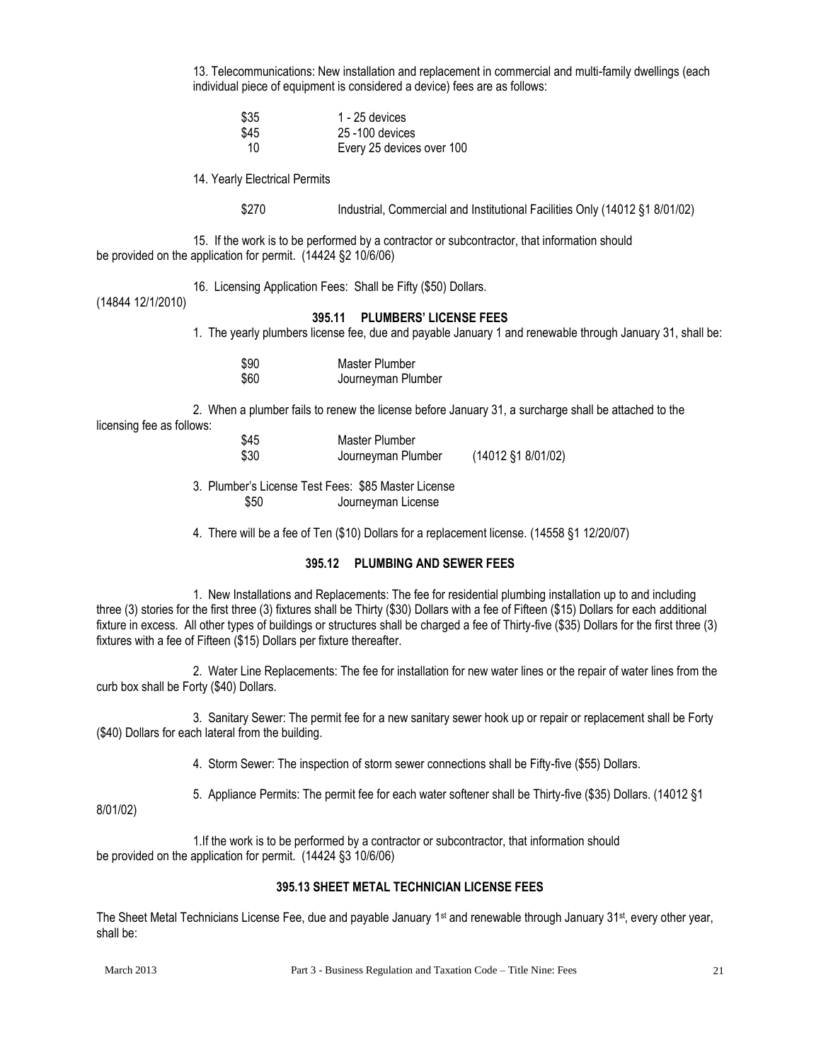13. Telecommunications: New installation and replacement in commercial and multi-family dwellings (each individual piece of equipment is considered a device) fees are as follows:

| | |
|---|---|
| $35 | 1 - 25 devices |
| $45 | 25 -100 devices |
| 10 | Every 25 devices over 100 |

14. Yearly Electrical Permits

| | |
|---|---|
| $270 | Industrial, Commercial and Institutional Facilities Only (14012 §1 8/01/02) |

15. If the work is to be performed by a contractor or subcontractor, that information should be provided on the application for permit. (14424 §2 10/6/06)

16. Licensing Application Fees: Shall be Fifty ($50) Dollars. (14844 12/1/2010)

### 395.11 PLUMBERS' LICENSE FEES

1. The yearly plumbers license fee, due and payable January 1 and renewable through January 31, shall be:

| | |
|---|---|
| $90 | Master Plumber |
| $60 | Journeyman Plumber |

2. When a plumber fails to renew the license before January 31, a surcharge shall be attached to the licensing fee as follows:

| | | |
|---|---|---|
| $45 | Master Plumber | |
| $30 | Journeyman Plumber | (14012 §1 8/01/02) |

3. Plumber's License Test Fees: $85 Master License
   $50 Journeyman License

4. There will be a fee of Ten ($10) Dollars for a replacement license. (14558 §1 12/20/07)

### 395.12 PLUMBING AND SEWER FEES

1. New Installations and Replacements: The fee for residential plumbing installation up to and including three (3) stories for the first three (3) fixtures shall be Thirty ($30) Dollars with a fee of Fifteen ($15) Dollars for each additional fixture in excess. All other types of buildings or structures shall be charged a fee of Thirty-five ($35) Dollars for the first three (3) fixtures with a fee of Fifteen ($15) Dollars per fixture thereafter.

2. Water Line Replacements: The fee for installation for new water lines or the repair of water lines from the curb box shall be Forty ($40) Dollars.

3. Sanitary Sewer: The permit fee for a new sanitary sewer hook up or repair or replacement shall be Forty ($40) Dollars for each lateral from the building.

4. Storm Sewer: The inspection of storm sewer connections shall be Fifty-five ($55) Dollars.

5. Appliance Permits: The permit fee for each water softener shall be Thirty-five ($35) Dollars. (14012 §1 8/01/02)

1.If the work is to be performed by a contractor or subcontractor, that information should be provided on the application for permit. (14424 §3 10/6/06)

### 395.13 SHEET METAL TECHNICIAN LICENSE FEES

The Sheet Metal Technicians License Fee, due and payable January 1st and renewable through January 31st, every other year, shall be: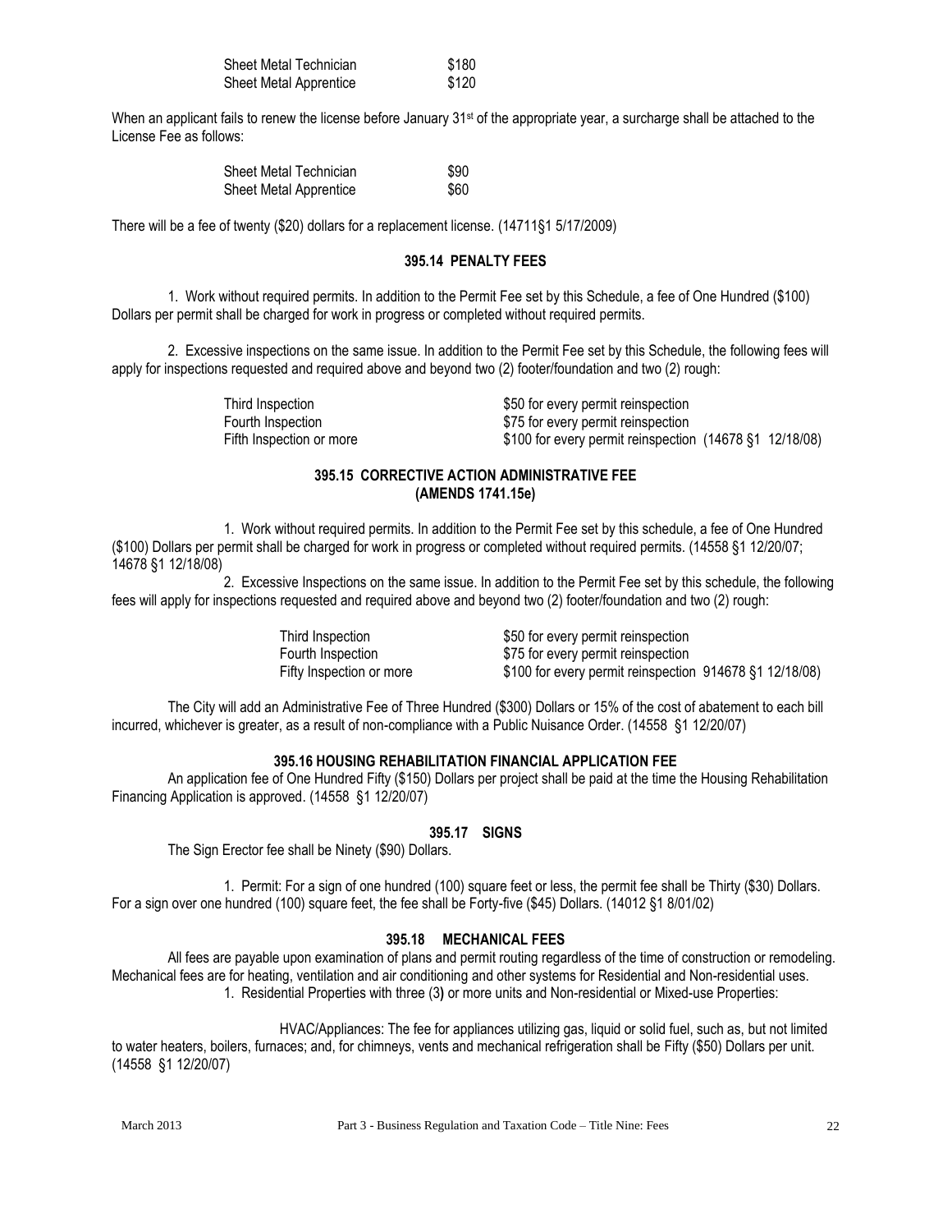| | |
|---|---|
| Sheet Metal Technician | \$180 |
| Sheet Metal Apprentice | \$120 |

When an applicant fails to renew the license before January 31st of the appropriate year, a surcharge shall be attached to the License Fee as follows:

| | |
|---|---|
| Sheet Metal Technician | \$90 |
| Sheet Metal Apprentice | \$60 |

There will be a fee of twenty (\$20) dollars for a replacement license. (14711§1 5/17/2009)

### 395.14 PENALTY FEES

1. Work without required permits. In addition to the Permit Fee set by this Schedule, a fee of One Hundred (\$100) Dollars per permit shall be charged for work in progress or completed without required permits.

2. Excessive inspections on the same issue. In addition to the Permit Fee set by this Schedule, the following fees will apply for inspections requested and required above and beyond two (2) footer/foundation and two (2) rough:

| | |
|---|---|
| Third Inspection | \$50 for every permit reinspection |
| Fourth Inspection | \$75 for every permit reinspection |
| Fifth Inspection or more | \$100 for every permit reinspection (14678 §1 12/18/08) |

### 395.15 CORRECTIVE ACTION ADMINISTRATIVE FEE (AMENDS 1741.15e)

1. Work without required permits. In addition to the Permit Fee set by this schedule, a fee of One Hundred (\$100) Dollars per permit shall be charged for work in progress or completed without required permits. (14558 §1 12/20/07; 14678 §1 12/18/08)

2. Excessive Inspections on the same issue. In addition to the Permit Fee set by this schedule, the following fees will apply for inspections requested and required above and beyond two (2) footer/foundation and two (2) rough:

| | |
|---|---|
| Third Inspection | \$50 for every permit reinspection |
| Fourth Inspection | \$75 for every permit reinspection |
| Fifty Inspection or more | \$100 for every permit reinspection 914678 §1 12/18/08) |

The City will add an Administrative Fee of Three Hundred (\$300) Dollars or 15% of the cost of abatement to each bill incurred, whichever is greater, as a result of non-compliance with a Public Nuisance Order. (14558 §1 12/20/07)

### 395.16 HOUSING REHABILITATION FINANCIAL APPLICATION FEE

An application fee of One Hundred Fifty (\$150) Dollars per project shall be paid at the time the Housing Rehabilitation Financing Application is approved. (14558 §1 12/20/07)

### 395.17 SIGNS

The Sign Erector fee shall be Ninety (\$90) Dollars.

1. Permit: For a sign of one hundred (100) square feet or less, the permit fee shall be Thirty (\$30) Dollars. For a sign over one hundred (100) square feet, the fee shall be Forty-five (\$45) Dollars. (14012 §1 8/01/02)

### 395.18 MECHANICAL FEES

All fees are payable upon examination of plans and permit routing regardless of the time of construction or remodeling. Mechanical fees are for heating, ventilation and air conditioning and other systems for Residential and Non-residential uses.

1. Residential Properties with three (3) or more units and Non-residential or Mixed-use Properties:

HVAC/Appliances: The fee for appliances utilizing gas, liquid or solid fuel, such as, but not limited to water heaters, boilers, furnaces; and, for chimneys, vents and mechanical refrigeration shall be Fifty (\$50) Dollars per unit. (14558 §1 12/20/07)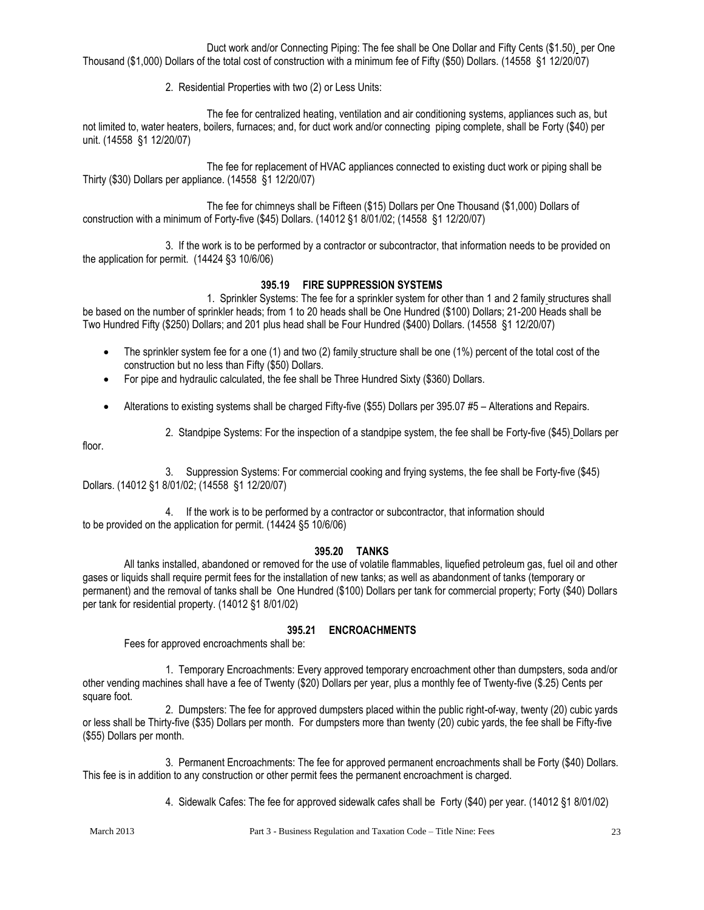Duct work and/or Connecting Piping: The fee shall be One Dollar and Fifty Cents ($1.50) per One Thousand ($1,000) Dollars of the total cost of construction with a minimum fee of Fifty ($50) Dollars. (14558 §1 12/20/07)

2. Residential Properties with two (2) or Less Units:

The fee for centralized heating, ventilation and air conditioning systems, appliances such as, but not limited to, water heaters, boilers, furnaces; and, for duct work and/or connecting piping complete, shall be Forty ($40) per unit. (14558 §1 12/20/07)

The fee for replacement of HVAC appliances connected to existing duct work or piping shall be Thirty ($30) Dollars per appliance. (14558 §1 12/20/07)

The fee for chimneys shall be Fifteen ($15) Dollars per One Thousand ($1,000) Dollars of construction with a minimum of Forty-five ($45) Dollars. (14012 §1 8/01/02; (14558 §1 12/20/07)

3. If the work is to be performed by a contractor or subcontractor, that information needs to be provided on the application for permit. (14424 §3 10/6/06)

### 395.19 FIRE SUPPRESSION SYSTEMS

1. Sprinkler Systems: The fee for a sprinkler system for other than 1 and 2 family structures shall be based on the number of sprinkler heads; from 1 to 20 heads shall be One Hundred ($100) Dollars; 21-200 Heads shall be Two Hundred Fifty ($250) Dollars; and 201 plus head shall be Four Hundred ($400) Dollars. (14558 §1 12/20/07)

- The sprinkler system fee for a one (1) and two (2) family structure shall be one (1%) percent of the total cost of the construction but no less than Fifty ($50) Dollars.
- For pipe and hydraulic calculated, the fee shall be Three Hundred Sixty ($360) Dollars.
- Alterations to existing systems shall be charged Fifty-five ($55) Dollars per 395.07 #5 – Alterations and Repairs.

2. Standpipe Systems: For the inspection of a standpipe system, the fee shall be Forty-five ($45) Dollars per floor.

3. Suppression Systems: For commercial cooking and frying systems, the fee shall be Forty-five ($45) Dollars. (14012 §1 8/01/02; (14558 §1 12/20/07)

4. If the work is to be performed by a contractor or subcontractor, that information should to be provided on the application for permit. (14424 §5 10/6/06)

### 395.20 TANKS

All tanks installed, abandoned or removed for the use of volatile flammables, liquefied petroleum gas, fuel oil and other gases or liquids shall require permit fees for the installation of new tanks; as well as abandonment of tanks (temporary or permanent) and the removal of tanks shall be One Hundred ($100) Dollars per tank for commercial property; Forty ($40) Dollars per tank for residential property. (14012 §1 8/01/02)

### 395.21 ENCROACHMENTS

Fees for approved encroachments shall be:

1. Temporary Encroachments: Every approved temporary encroachment other than dumpsters, soda and/or other vending machines shall have a fee of Twenty ($20) Dollars per year, plus a monthly fee of Twenty-five ($.25) Cents per square foot.

2. Dumpsters: The fee for approved dumpsters placed within the public right-of-way, twenty (20) cubic yards or less shall be Thirty-five ($35) Dollars per month. For dumpsters more than twenty (20) cubic yards, the fee shall be Fifty-five ($55) Dollars per month.

3. Permanent Encroachments: The fee for approved permanent encroachments shall be Forty ($40) Dollars. This fee is in addition to any construction or other permit fees the permanent encroachment is charged.

4. Sidewalk Cafes: The fee for approved sidewalk cafes shall be Forty ($40) per year. (14012 §1 8/01/02)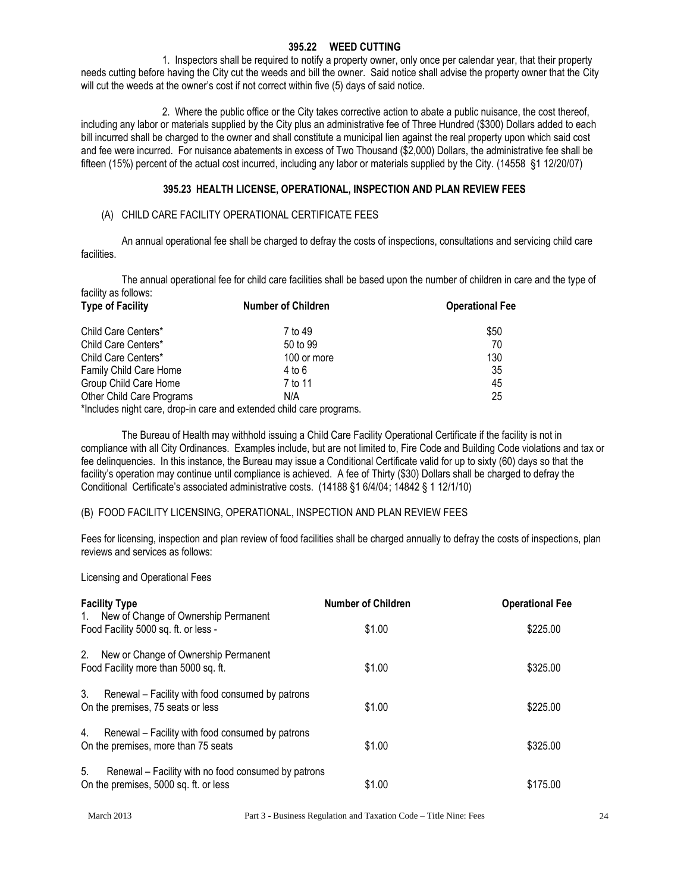### 395.22 WEED CUTTING

1. Inspectors shall be required to notify a property owner, only once per calendar year, that their property needs cutting before having the City cut the weeds and bill the owner. Said notice shall advise the property owner that the City will cut the weeds at the owner's cost if not correct within five (5) days of said notice.

2. Where the public office or the City takes corrective action to abate a public nuisance, the cost thereof, including any labor or materials supplied by the City plus an administrative fee of Three Hundred ($300) Dollars added to each bill incurred shall be charged to the owner and shall constitute a municipal lien against the real property upon which said cost and fee were incurred. For nuisance abatements in excess of Two Thousand ($2,000) Dollars, the administrative fee shall be fifteen (15%) percent of the actual cost incurred, including any labor or materials supplied by the City. (14558 §1 12/20/07)

### 395.23 HEALTH LICENSE, OPERATIONAL, INSPECTION AND PLAN REVIEW FEES

(A) CHILD CARE FACILITY OPERATIONAL CERTIFICATE FEES

An annual operational fee shall be charged to defray the costs of inspections, consultations and servicing child care facilities.

The annual operational fee for child care facilities shall be based upon the number of children in care and the type of facility as follows:

| Type of Facility | Number of Children | Operational Fee |
|---|---|---|
| Child Care Centers* | 7 to 49 | $50 |
| Child Care Centers* | 50 to 99 | 70 |
| Child Care Centers* | 100 or more | 130 |
| Family Child Care Home | 4 to 6 | 35 |
| Group Child Care Home | 7 to 11 | 45 |
| Other Child Care Programs | N/A | 25 |

*Includes night care, drop-in care and extended child care programs.

The Bureau of Health may withhold issuing a Child Care Facility Operational Certificate if the facility is not in compliance with all City Ordinances. Examples include, but are not limited to, Fire Code and Building Code violations and tax or fee delinquencies. In this instance, the Bureau may issue a Conditional Certificate valid for up to sixty (60) days so that the facility's operation may continue until compliance is achieved. A fee of Thirty ($30) Dollars shall be charged to defray the Conditional Certificate's associated administrative costs. (14188 §1 6/4/04; 14842 § 1 12/1/10)

(B) FOOD FACILITY LICENSING, OPERATIONAL, INSPECTION AND PLAN REVIEW FEES

Fees for licensing, inspection and plan review of food facilities shall be charged annually to defray the costs of inspections, plan reviews and services as follows:

Licensing and Operational Fees

| Facility Type | Number of Children | Operational Fee |
|---|---|---|
| 1. New of Change of Ownership Permanent Food Facility 5000 sq. ft. or less - | $1.00 | $225.00 |
| 2. New or Change of Ownership Permanent Food Facility more than 5000 sq. ft. | $1.00 | $325.00 |
| 3. Renewal – Facility with food consumed by patrons On the premises, 75 seats or less | $1.00 | $225.00 |
| 4. Renewal – Facility with food consumed by patrons On the premises, more than 75 seats | $1.00 | $325.00 |
| 5. Renewal – Facility with no food consumed by patrons On the premises, 5000 sq. ft. or less | $1.00 | $175.00 |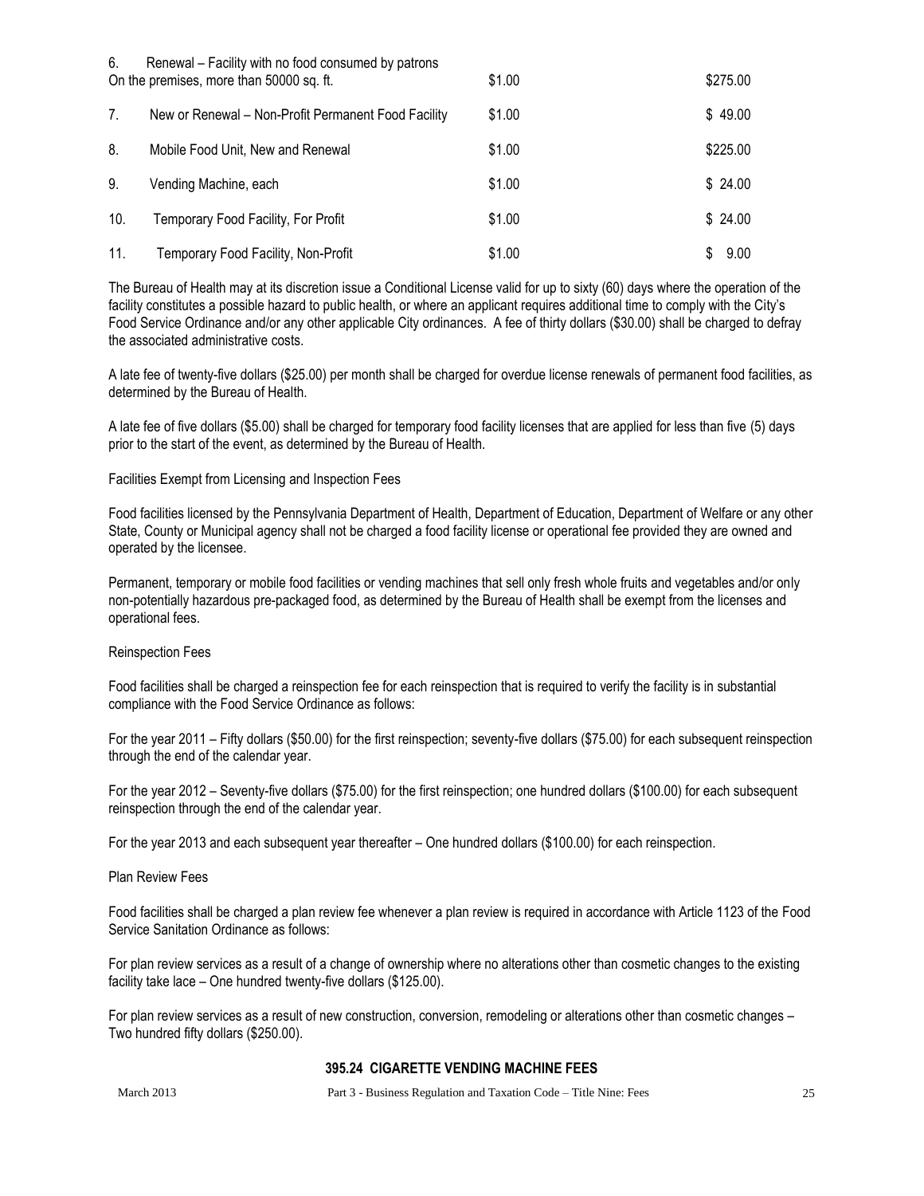| | | | |
|---|---|---|---|
| 6. | Renewal – Facility with no food consumed by patrons On the premises, more than 50000 sq. ft. | $1.00 | $275.00 |
| 7. | New or Renewal – Non-Profit Permanent Food Facility | $1.00 | $ 49.00 |
| 8. | Mobile Food Unit, New and Renewal | $1.00 | $225.00 |
| 9. | Vending Machine, each | $1.00 | $ 24.00 |
| 10. | Temporary Food Facility, For Profit | $1.00 | $ 24.00 |
| 11. | Temporary Food Facility, Non-Profit | $1.00 | $ 9.00 |

The Bureau of Health may at its discretion issue a Conditional License valid for up to sixty (60) days where the operation of the facility constitutes a possible hazard to public health, or where an applicant requires additional time to comply with the City's Food Service Ordinance and/or any other applicable City ordinances. A fee of thirty dollars ($30.00) shall be charged to defray the associated administrative costs.

A late fee of twenty-five dollars ($25.00) per month shall be charged for overdue license renewals of permanent food facilities, as determined by the Bureau of Health.

A late fee of five dollars ($5.00) shall be charged for temporary food facility licenses that are applied for less than five (5) days prior to the start of the event, as determined by the Bureau of Health.

Facilities Exempt from Licensing and Inspection Fees

Food facilities licensed by the Pennsylvania Department of Health, Department of Education, Department of Welfare or any other State, County or Municipal agency shall not be charged a food facility license or operational fee provided they are owned and operated by the licensee.

Permanent, temporary or mobile food facilities or vending machines that sell only fresh whole fruits and vegetables and/or only non-potentially hazardous pre-packaged food, as determined by the Bureau of Health shall be exempt from the licenses and operational fees.

Reinspection Fees

Food facilities shall be charged a reinspection fee for each reinspection that is required to verify the facility is in substantial compliance with the Food Service Ordinance as follows:

For the year 2011 – Fifty dollars ($50.00) for the first reinspection; seventy-five dollars ($75.00) for each subsequent reinspection through the end of the calendar year.

For the year 2012 – Seventy-five dollars ($75.00) for the first reinspection; one hundred dollars ($100.00) for each subsequent reinspection through the end of the calendar year.

For the year 2013 and each subsequent year thereafter – One hundred dollars ($100.00) for each reinspection.

Plan Review Fees

Food facilities shall be charged a plan review fee whenever a plan review is required in accordance with Article 1123 of the Food Service Sanitation Ordinance as follows:

For plan review services as a result of a change of ownership where no alterations other than cosmetic changes to the existing facility take lace – One hundred twenty-five dollars ($125.00).

For plan review services as a result of new construction, conversion, remodeling or alterations other than cosmetic changes – Two hundred fifty dollars ($250.00).

## 395.24 CIGARETTE VENDING MACHINE FEES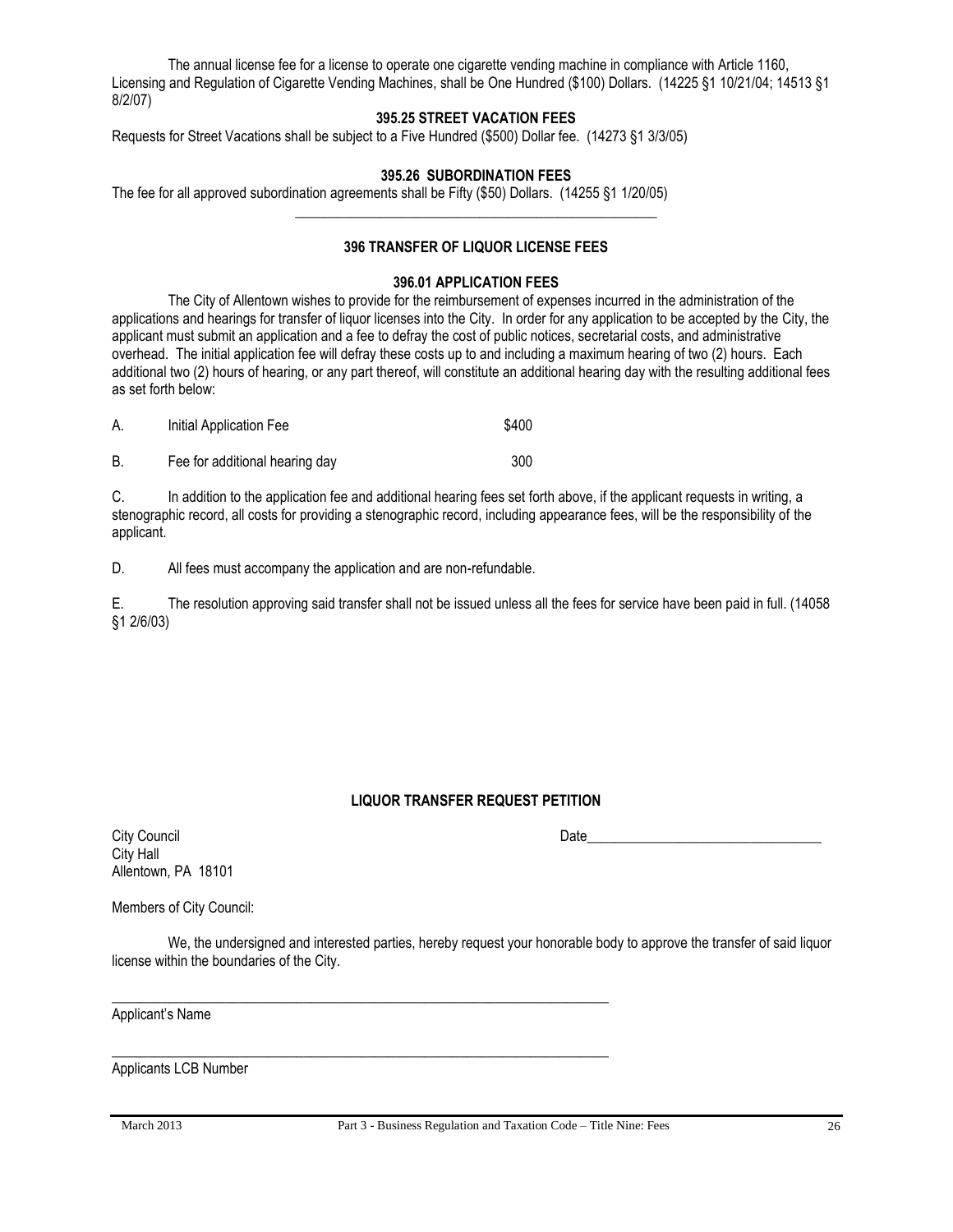The annual license fee for a license to operate one cigarette vending machine in compliance with Article 1160, Licensing and Regulation of Cigarette Vending Machines, shall be One Hundred ($100) Dollars. (14225 §1 10/21/04; 14513 §1 8/2/07)

### 395.25 STREET VACATION FEES

Requests for Street Vacations shall be subject to a Five Hundred ($500) Dollar fee. (14273 §1 3/3/05)

### 395.26 SUBORDINATION FEES

The fee for all approved subordination agreements shall be Fifty ($50) Dollars. (14255 §1 1/20/05)

---

## 396 TRANSFER OF LIQUOR LICENSE FEES

### 396.01 APPLICATION FEES

The City of Allentown wishes to provide for the reimbursement of expenses incurred in the administration of the applications and hearings for transfer of liquor licenses into the City. In order for any application to be accepted by the City, the applicant must submit an application and a fee to defray the cost of public notices, secretarial costs, and administrative overhead. The initial application fee will defray these costs up to and including a maximum hearing of two (2) hours. Each additional two (2) hours of hearing, or any part thereof, will constitute an additional hearing day with the resulting additional fees as set forth below:

| | | |
|---|---|---|
| A. | Initial Application Fee | $400 |
| B. | Fee for additional hearing day | 300 |

C. In addition to the application fee and additional hearing fees set forth above, if the applicant requests in writing, a stenographic record, all costs for providing a stenographic record, including appearance fees, will be the responsibility of the applicant.

D. All fees must accompany the application and are non-refundable.

E. The resolution approving said transfer shall not be issued unless all the fees for service have been paid in full. (14058 §1 2/6/03)

### LIQUOR TRANSFER REQUEST PETITION

City Council
City Hall
Allentown, PA 18101

Date_________________________________

Members of City Council:

We, the undersigned and interested parties, hereby request your honorable body to approve the transfer of said liquor license within the boundaries of the City.

_________________________________________________________________________
Applicant's Name

_________________________________________________________________________
Applicants LCB Number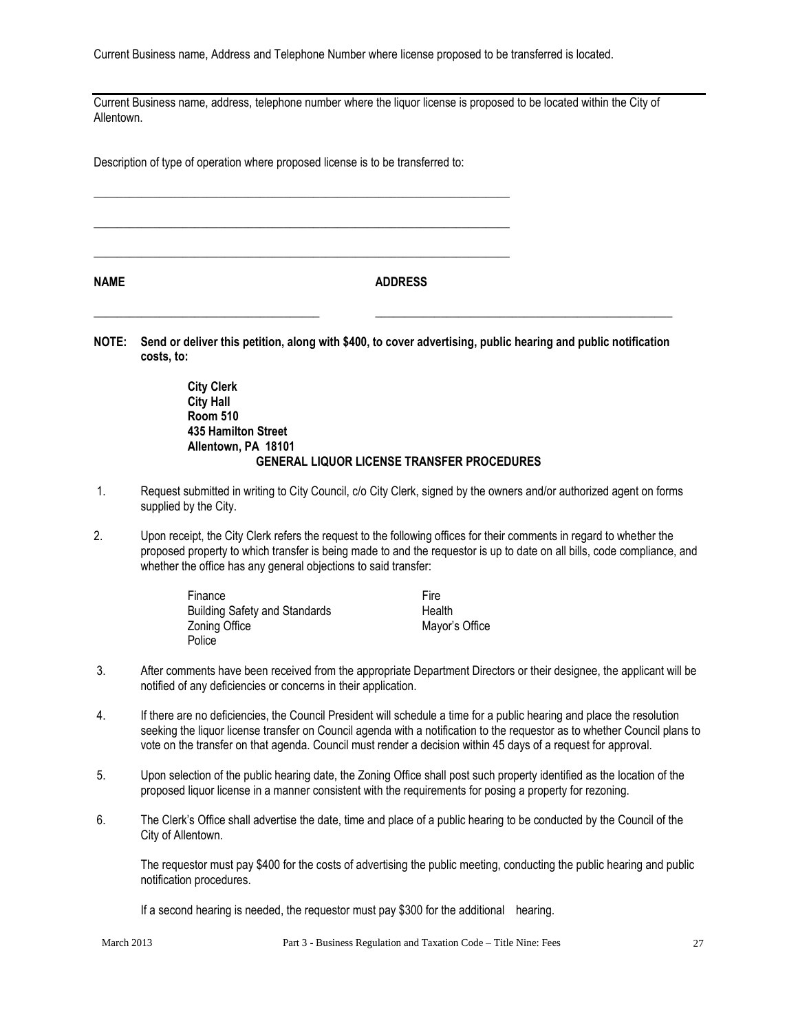Current Business name, Address and Telephone Number where license proposed to be transferred is located.

---

Current Business name, address, telephone number where the liquor license is proposed to be located within the City of Allentown.

Description of type of operation where proposed license is to be transferred to:

\_\_\_\_\_\_\_\_\_\_\_\_\_\_\_\_\_\_\_\_\_\_\_\_\_\_\_\_\_\_\_\_\_\_\_\_\_\_\_\_\_\_\_\_\_\_\_\_\_\_\_\_\_\_\_\_\_\_\_\_\_\_\_\_\_\_\_\_\_\_

\_\_\_\_\_\_\_\_\_\_\_\_\_\_\_\_\_\_\_\_\_\_\_\_\_\_\_\_\_\_\_\_\_\_\_\_\_\_\_\_\_\_\_\_\_\_\_\_\_\_\_\_\_\_\_\_\_\_\_\_\_\_\_\_\_\_\_\_\_\_

\_\_\_\_\_\_\_\_\_\_\_\_\_\_\_\_\_\_\_\_\_\_\_\_\_\_\_\_\_\_\_\_\_\_\_\_\_\_\_\_\_\_\_\_\_\_\_\_\_\_\_\_\_\_\_\_\_\_\_\_\_\_\_\_\_\_\_\_\_\_

**NAME** **ADDRESS**

\_\_\_\_\_\_\_\_\_\_\_\_\_\_\_\_\_\_\_\_\_\_\_\_\_\_\_\_\_\_\_\_\_\_\_\_\_ \_\_\_\_\_\_\_\_\_\_\_\_\_\_\_\_\_\_\_\_\_\_\_\_\_\_\_\_\_\_\_\_\_\_\_\_\_\_\_\_\_\_\_\_\_\_\_\_\_\_

**NOTE: Send or deliver this petition, along with $400, to cover advertising, public hearing and public notification costs, to:**

**City Clerk**
**City Hall**
**Room 510**
**435 Hamilton Street**
**Allentown, PA 18101**

## GENERAL LIQUOR LICENSE TRANSFER PROCEDURES

1. Request submitted in writing to City Council, c/o City Clerk, signed by the owners and/or authorized agent on forms supplied by the City.

2. Upon receipt, the City Clerk refers the request to the following offices for their comments in regard to whether the proposed property to which transfer is being made to and the requestor is up to date on all bills, code compliance, and whether the office has any general objections to said transfer:

   - Finance
   - Building Safety and Standards
   - Zoning Office
   - Police
   - Fire
   - Health
   - Mayor's Office

3. After comments have been received from the appropriate Department Directors or their designee, the applicant will be notified of any deficiencies or concerns in their application.

4. If there are no deficiencies, the Council President will schedule a time for a public hearing and place the resolution seeking the liquor license transfer on Council agenda with a notification to the requestor as to whether Council plans to vote on the transfer on that agenda. Council must render a decision within 45 days of a request for approval.

5. Upon selection of the public hearing date, the Zoning Office shall post such property identified as the location of the proposed liquor license in a manner consistent with the requirements for posing a property for rezoning.

6. The Clerk's Office shall advertise the date, time and place of a public hearing to be conducted by the Council of the City of Allentown.

   The requestor must pay $400 for the costs of advertising the public meeting, conducting the public hearing and public notification procedures.

   If a second hearing is needed, the requestor must pay $300 for the additional hearing.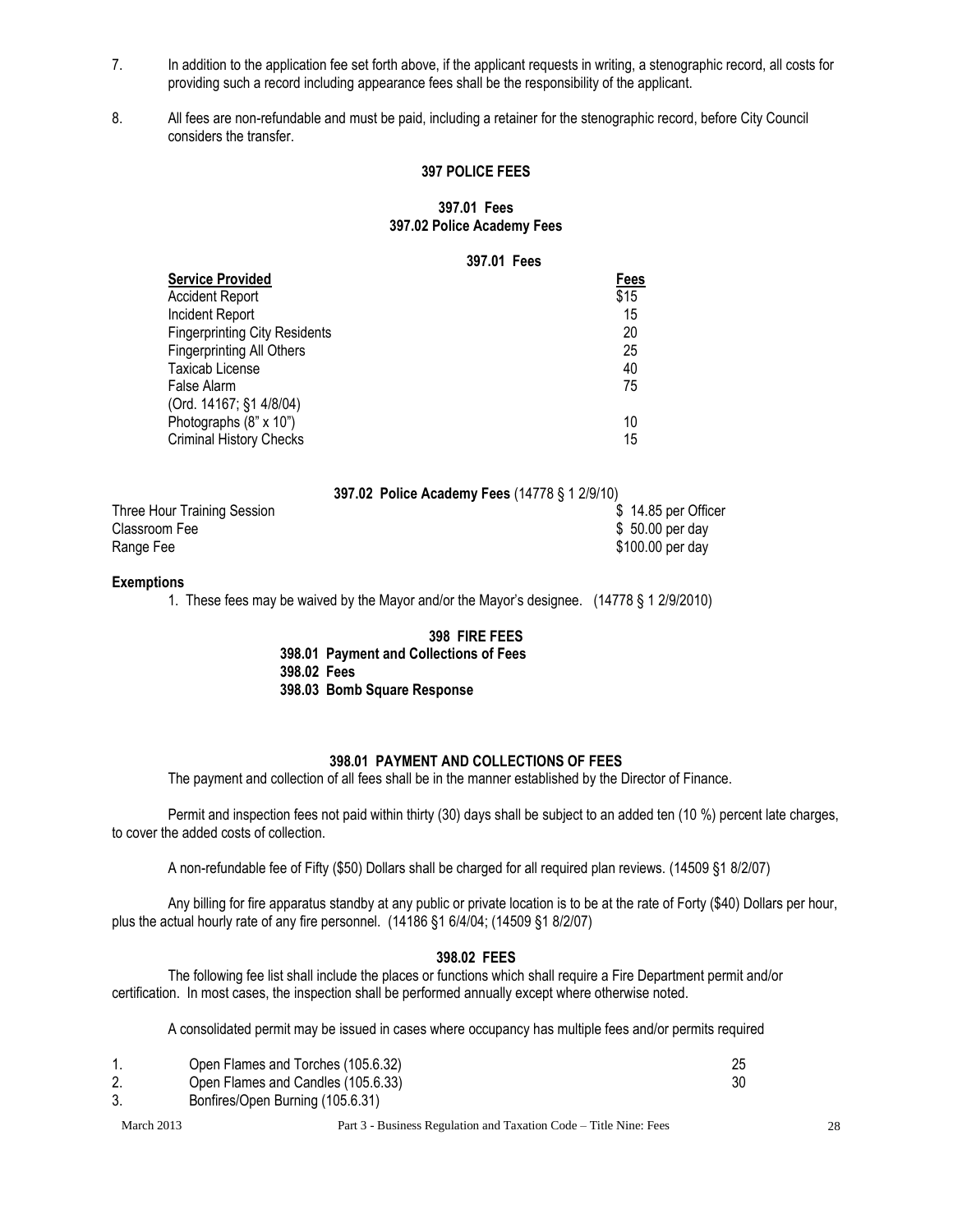7. In addition to the application fee set forth above, if the applicant requests in writing, a stenographic record, all costs for providing such a record including appearance fees shall be the responsibility of the applicant.

8. All fees are non-refundable and must be paid, including a retainer for the stenographic record, before City Council considers the transfer.

## 397 POLICE FEES

**397.01 Fees**
**397.02 Police Academy Fees**

### 397.01 Fees

| Service Provided | Fees |
|---|---|
| Accident Report | $15 |
| Incident Report | 15 |
| Fingerprinting City Residents | 20 |
| Fingerprinting All Others | 25 |
| Taxicab License | 40 |
| False Alarm | 75 |
| (Ord. 14167; §1 4/8/04) | |
| Photographs (8" x 10") | 10 |
| Criminal History Checks | 15 |

### 397.02 Police Academy Fees (14778 § 1 2/9/10)

| | |
|---|---|
| Three Hour Training Session | $ 14.85 per Officer |
| Classroom Fee | $ 50.00 per day |
| Range Fee | $100.00 per day |

**Exemptions**

1. These fees may be waived by the Mayor and/or the Mayor's designee. (14778 § 1 2/9/2010)

## 398 FIRE FEES

**398.01 Payment and Collections of Fees**
**398.02 Fees**
**398.03 Bomb Square Response**

### 398.01 PAYMENT AND COLLECTIONS OF FEES

The payment and collection of all fees shall be in the manner established by the Director of Finance.

Permit and inspection fees not paid within thirty (30) days shall be subject to an added ten (10 %) percent late charges, to cover the added costs of collection.

A non-refundable fee of Fifty ($50) Dollars shall be charged for all required plan reviews. (14509 §1 8/2/07)

Any billing for fire apparatus standby at any public or private location is to be at the rate of Forty ($40) Dollars per hour, plus the actual hourly rate of any fire personnel. (14186 §1 6/4/04; (14509 §1 8/2/07)

### 398.02 FEES

The following fee list shall include the places or functions which shall require a Fire Department permit and/or certification. In most cases, the inspection shall be performed annually except where otherwise noted.

A consolidated permit may be issued in cases where occupancy has multiple fees and/or permits required

| | | |
|---|---|---|
| 1. | Open Flames and Torches (105.6.32) | 25 |
| 2. | Open Flames and Candles (105.6.33) | 30 |
| 3. | Bonfires/Open Burning (105.6.31) | |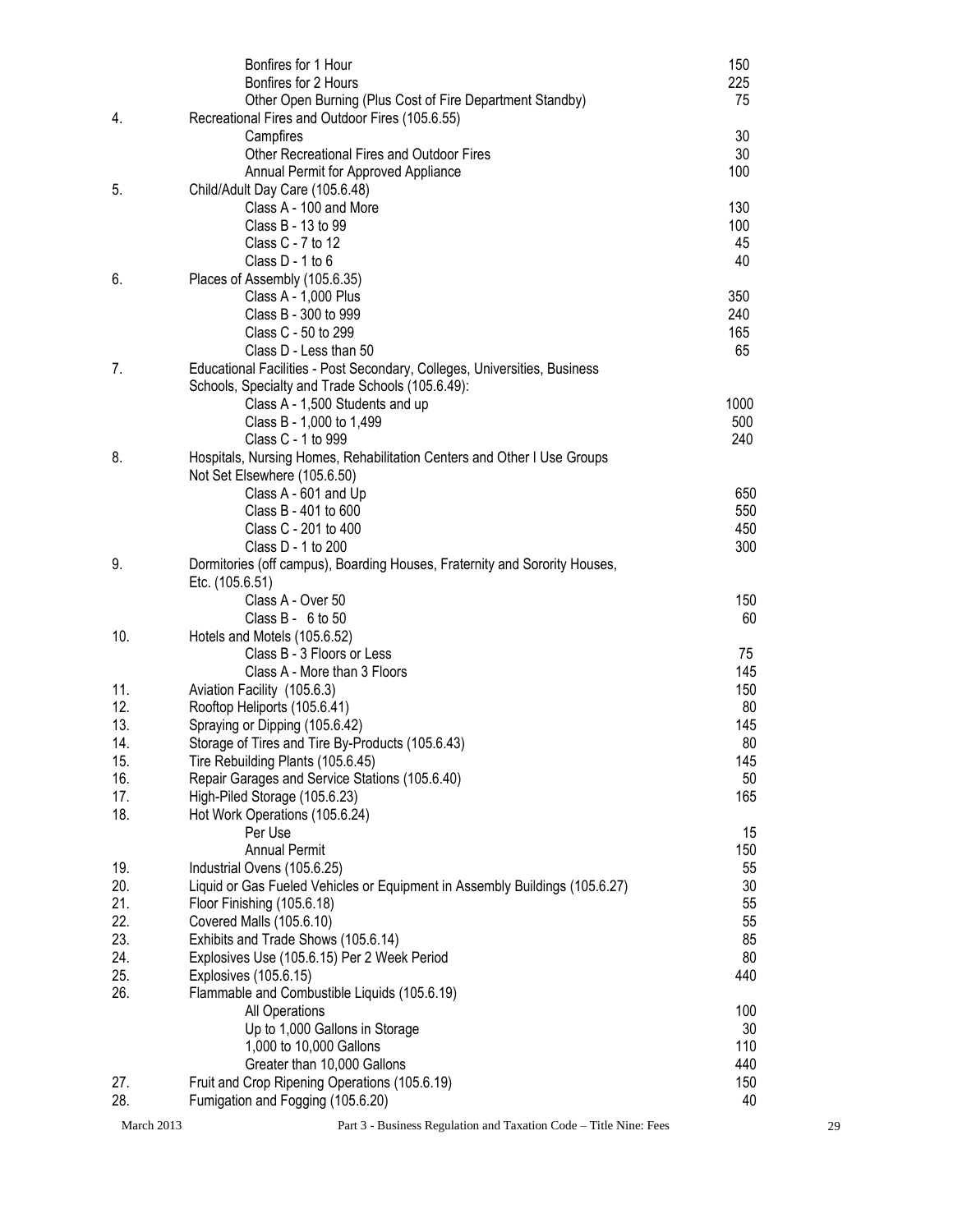| | | |
|---|---|---|
| | Bonfires for 1 Hour | 150 |
| | Bonfires for 2 Hours | 225 |
| | Other Open Burning (Plus Cost of Fire Department Standby) | 75 |
| 4. | Recreational Fires and Outdoor Fires (105.6.55) | |
| | Campfires | 30 |
| | Other Recreational Fires and Outdoor Fires | 30 |
| | Annual Permit for Approved Appliance | 100 |
| 5. | Child/Adult Day Care (105.6.48) | |
| | Class A - 100 and More | 130 |
| | Class B - 13 to 99 | 100 |
| | Class C - 7 to 12 | 45 |
| | Class D - 1 to 6 | 40 |
| 6. | Places of Assembly (105.6.35) | |
| | Class A - 1,000 Plus | 350 |
| | Class B - 300 to 999 | 240 |
| | Class C - 50 to 299 | 165 |
| | Class D - Less than 50 | 65 |
| 7. | Educational Facilities - Post Secondary, Colleges, Universities, Business Schools, Specialty and Trade Schools (105.6.49): | |
| | Class A - 1,500 Students and up | 1000 |
| | Class B - 1,000 to 1,499 | 500 |
| | Class C - 1 to 999 | 240 |
| 8. | Hospitals, Nursing Homes, Rehabilitation Centers and Other I Use Groups Not Set Elsewhere (105.6.50) | |
| | Class A - 601 and Up | 650 |
| | Class B - 401 to 600 | 550 |
| | Class C - 201 to 400 | 450 |
| | Class D - 1 to 200 | 300 |
| 9. | Dormitories (off campus), Boarding Houses, Fraternity and Sorority Houses, Etc. (105.6.51) | |
| | Class A - Over 50 | 150 |
| | Class B - 6 to 50 | 60 |
| 10. | Hotels and Motels (105.6.52) | |
| | Class B - 3 Floors or Less | 75 |
| | Class A - More than 3 Floors | 145 |
| 11. | Aviation Facility (105.6.3) | 150 |
| 12. | Rooftop Heliports (105.6.41) | 80 |
| 13. | Spraying or Dipping (105.6.42) | 145 |
| 14. | Storage of Tires and Tire By-Products (105.6.43) | 80 |
| 15. | Tire Rebuilding Plants (105.6.45) | 145 |
| 16. | Repair Garages and Service Stations (105.6.40) | 50 |
| 17. | High-Piled Storage (105.6.23) | 165 |
| 18. | Hot Work Operations (105.6.24) | |
| | Per Use | 15 |
| | Annual Permit | 150 |
| 19. | Industrial Ovens (105.6.25) | 55 |
| 20. | Liquid or Gas Fueled Vehicles or Equipment in Assembly Buildings (105.6.27) | 30 |
| 21. | Floor Finishing (105.6.18) | 55 |
| 22. | Covered Malls (105.6.10) | 55 |
| 23. | Exhibits and Trade Shows (105.6.14) | 85 |
| 24. | Explosives Use (105.6.15) Per 2 Week Period | 80 |
| 25. | Explosives (105.6.15) | 440 |
| 26. | Flammable and Combustible Liquids (105.6.19) | |
| | All Operations | 100 |
| | Up to 1,000 Gallons in Storage | 30 |
| | 1,000 to 10,000 Gallons | 110 |
| | Greater than 10,000 Gallons | 440 |
| 27. | Fruit and Crop Ripening Operations (105.6.19) | 150 |
| 28. | Fumigation and Fogging (105.6.20) | 40 |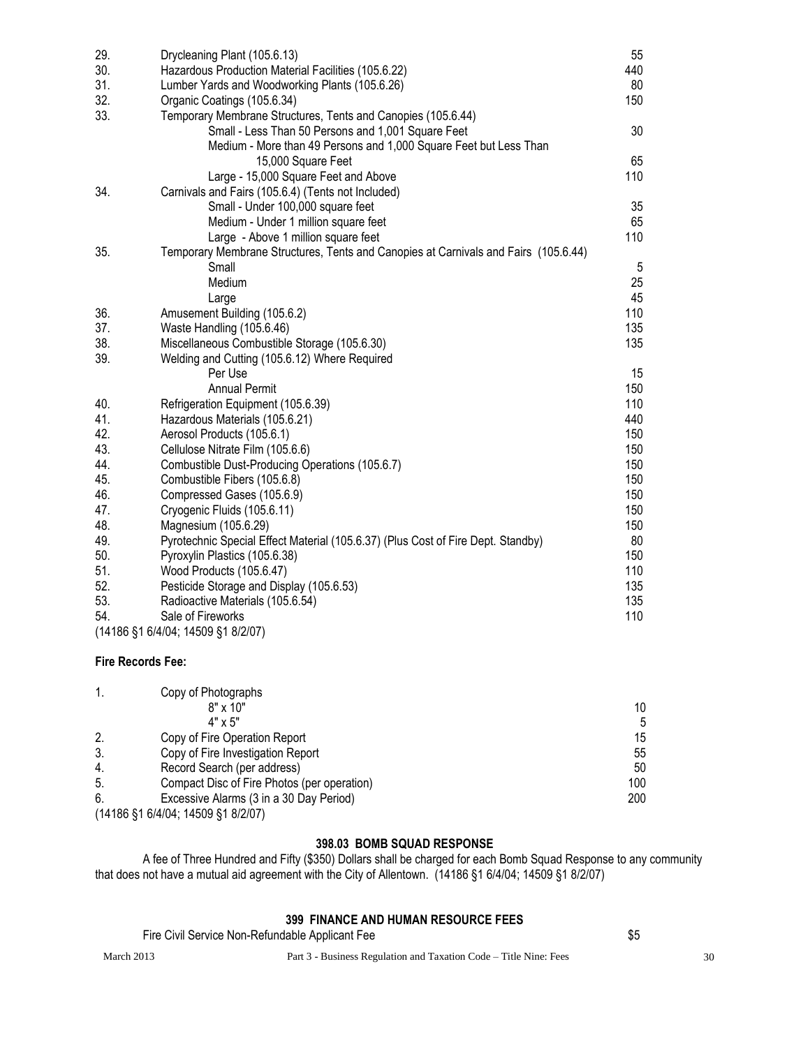| | | |
|---|---|---|
| 29. | Drycleaning Plant (105.6.13) | 55 |
| 30. | Hazardous Production Material Facilities (105.6.22) | 440 |
| 31. | Lumber Yards and Woodworking Plants (105.6.26) | 80 |
| 32. | Organic Coatings (105.6.34) | 150 |
| 33. | Temporary Membrane Structures, Tents and Canopies (105.6.44) | |
| | Small - Less Than 50 Persons and 1,001 Square Feet | 30 |
| | Medium - More than 49 Persons and 1,000 Square Feet but Less Than 15,000 Square Feet | 65 |
| | Large - 15,000 Square Feet and Above | 110 |
| 34. | Carnivals and Fairs (105.6.4) (Tents not Included) | |
| | Small - Under 100,000 square feet | 35 |
| | Medium - Under 1 million square feet | 65 |
| | Large - Above 1 million square feet | 110 |
| 35. | Temporary Membrane Structures, Tents and Canopies at Carnivals and Fairs (105.6.44) | |
| | Small | 5 |
| | Medium | 25 |
| | Large | 45 |
| 36. | Amusement Building (105.6.2) | 110 |
| 37. | Waste Handling (105.6.46) | 135 |
| 38. | Miscellaneous Combustible Storage (105.6.30) | 135 |
| 39. | Welding and Cutting (105.6.12) Where Required | |
| | Per Use | 15 |
| | Annual Permit | 150 |
| 40. | Refrigeration Equipment (105.6.39) | 110 |
| 41. | Hazardous Materials (105.6.21) | 440 |
| 42. | Aerosol Products (105.6.1) | 150 |
| 43. | Cellulose Nitrate Film (105.6.6) | 150 |
| 44. | Combustible Dust-Producing Operations (105.6.7) | 150 |
| 45. | Combustible Fibers (105.6.8) | 150 |
| 46. | Compressed Gases (105.6.9) | 150 |
| 47. | Cryogenic Fluids (105.6.11) | 150 |
| 48. | Magnesium (105.6.29) | 150 |
| 49. | Pyrotechnic Special Effect Material (105.6.37) (Plus Cost of Fire Dept. Standby) | 80 |
| 50. | Pyroxylin Plastics (105.6.38) | 150 |
| 51. | Wood Products (105.6.47) | 110 |
| 52. | Pesticide Storage and Display (105.6.53) | 135 |
| 53. | Radioactive Materials (105.6.54) | 135 |
| 54. | Sale of Fireworks | 110 |

(14186 §1 6/4/04; 14509 §1 8/2/07)

**Fire Records Fee:**

| | | |
|---|---|---|
| 1. | Copy of Photographs | |
| | 8" x 10" | 10 |
| | 4" x 5" | 5 |
| 2. | Copy of Fire Operation Report | 15 |
| 3. | Copy of Fire Investigation Report | 55 |
| 4. | Record Search (per address) | 50 |
| 5. | Compact Disc of Fire Photos (per operation) | 100 |
| 6. | Excessive Alarms (3 in a 30 Day Period) | 200 |

(14186 §1 6/4/04; 14509 §1 8/2/07)

### 398.03 BOMB SQUAD RESPONSE

A fee of Three Hundred and Fifty ($350) Dollars shall be charged for each Bomb Squad Response to any community that does not have a mutual aid agreement with the City of Allentown. (14186 §1 6/4/04; 14509 §1 8/2/07)

### 399 FINANCE AND HUMAN RESOURCE FEES

Fire Civil Service Non-Refundable Applicant Fee $5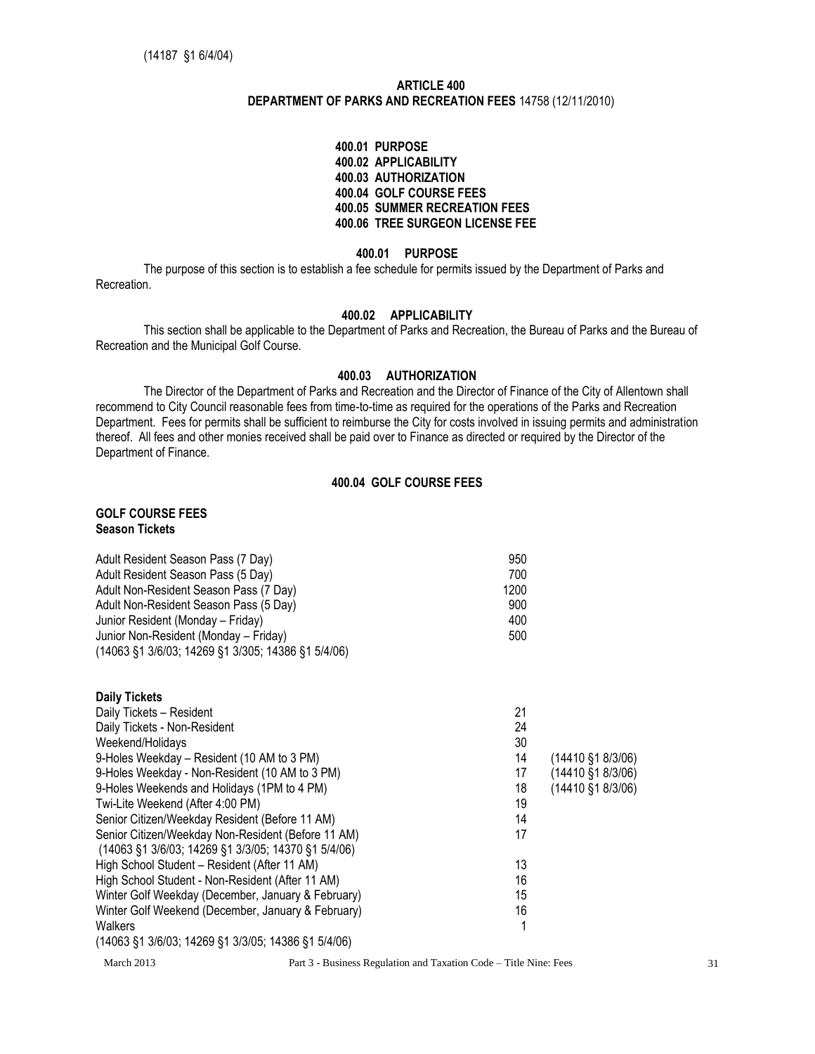(14187 §1 6/4/04)

## ARTICLE 400
## DEPARTMENT OF PARKS AND RECREATION FEES 14758 (12/11/2010)

**400.01 PURPOSE**
**400.02 APPLICABILITY**
**400.03 AUTHORIZATION**
**400.04 GOLF COURSE FEES**
**400.05 SUMMER RECREATION FEES**
**400.06 TREE SURGEON LICENSE FEE**

### 400.01 PURPOSE

The purpose of this section is to establish a fee schedule for permits issued by the Department of Parks and Recreation.

### 400.02 APPLICABILITY

This section shall be applicable to the Department of Parks and Recreation, the Bureau of Parks and the Bureau of Recreation and the Municipal Golf Course.

### 400.03 AUTHORIZATION

The Director of the Department of Parks and Recreation and the Director of Finance of the City of Allentown shall recommend to City Council reasonable fees from time-to-time as required for the operations of the Parks and Recreation Department. Fees for permits shall be sufficient to reimburse the City for costs involved in issuing permits and administration thereof. All fees and other monies received shall be paid over to Finance as directed or required by the Director of the Department of Finance.

### 400.04 GOLF COURSE FEES

**GOLF COURSE FEES**
**Season Tickets**

| | |
|---|---|
| Adult Resident Season Pass (7 Day) | 950 |
| Adult Resident Season Pass (5 Day) | 700 |
| Adult Non-Resident Season Pass (7 Day) | 1200 |
| Adult Non-Resident Season Pass (5 Day) | 900 |
| Junior Resident (Monday – Friday) | 400 |
| Junior Non-Resident (Monday – Friday) | 500 |

(14063 §1 3/6/03; 14269 §1 3/305; 14386 §1 5/4/06)

**Daily Tickets**

| | | |
|---|---|---|
| Daily Tickets – Resident | 21 | |
| Daily Tickets - Non-Resident | 24 | |
| Weekend/Holidays | 30 | |
| 9-Holes Weekday – Resident (10 AM to 3 PM) | 14 | (14410 §1 8/3/06) |
| 9-Holes Weekday - Non-Resident (10 AM to 3 PM) | 17 | (14410 §1 8/3/06) |
| 9-Holes Weekends and Holidays (1PM to 4 PM) | 18 | (14410 §1 8/3/06) |
| Twi-Lite Weekend (After 4:00 PM) | 19 | |
| Senior Citizen/Weekday Resident (Before 11 AM) | 14 | |
| Senior Citizen/Weekday Non-Resident (Before 11 AM) | 17 | |
| (14063 §1 3/6/03; 14269 §1 3/3/05; 14370 §1 5/4/06) | | |
| High School Student – Resident (After 11 AM) | 13 | |
| High School Student - Non-Resident (After 11 AM) | 16 | |
| Winter Golf Weekday (December, January & February) | 15 | |
| Winter Golf Weekend (December, January & February) | 16 | |
| Walkers | 1 | |

(14063 §1 3/6/03; 14269 §1 3/3/05; 14386 §1 5/4/06)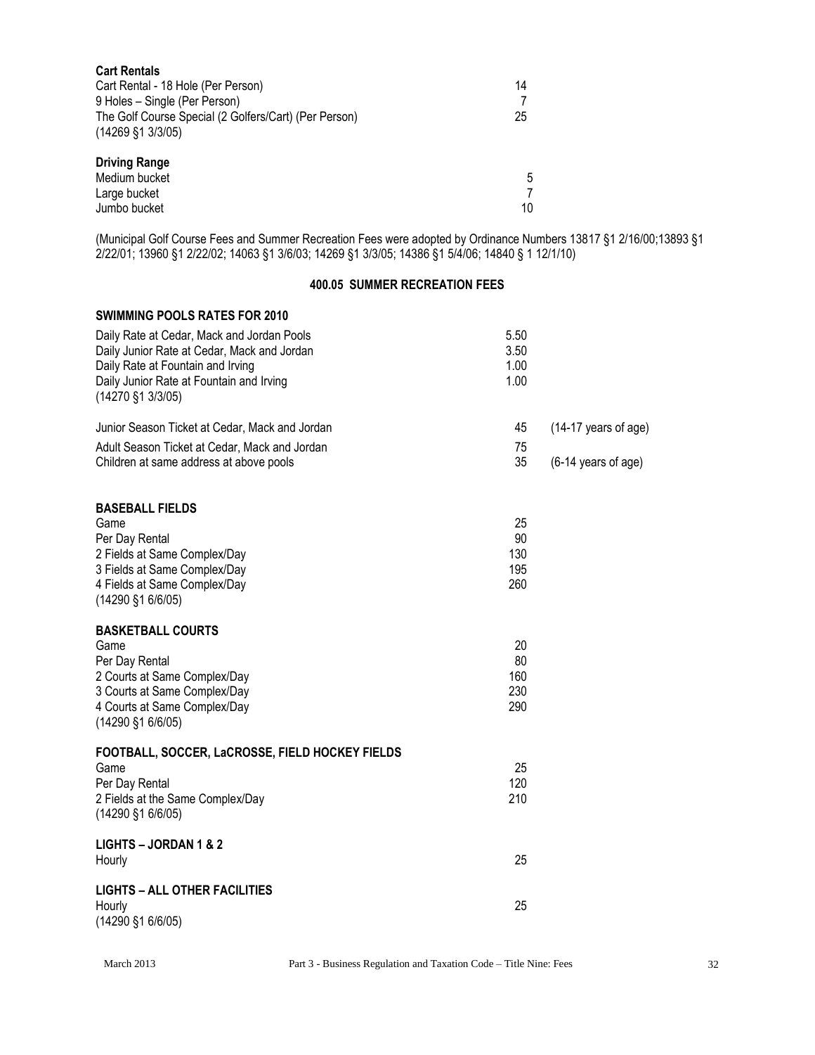**Cart Rentals**

| | |
|---|---|
| Cart Rental - 18 Hole (Per Person) | 14 |
| 9 Holes – Single (Per Person) | 7 |
| The Golf Course Special (2 Golfers/Cart) (Per Person) | 25 |

(14269 §1 3/3/05)

**Driving Range**

| | |
|---|---|
| Medium bucket | 5 |
| Large bucket | 7 |
| Jumbo bucket | 10 |

(Municipal Golf Course Fees and Summer Recreation Fees were adopted by Ordinance Numbers 13817 §1 2/16/00;13893 §1 2/22/01; 13960 §1 2/22/02; 14063 §1 3/6/03; 14269 §1 3/3/05; 14386 §1 5/4/06; 14840 § 1 12/1/10)

## 400.05 SUMMER RECREATION FEES

**SWIMMING POOLS RATES FOR 2010**

| | | |
|---|---|---|
| Daily Rate at Cedar, Mack and Jordan Pools | 5.50 | |
| Daily Junior Rate at Cedar, Mack and Jordan | 3.50 | |
| Daily Rate at Fountain and Irving | 1.00 | |
| Daily Junior Rate at Fountain and Irving | 1.00 | |

(14270 §1 3/3/05)

| | | |
|---|---|---|
| Junior Season Ticket at Cedar, Mack and Jordan | 45 | (14-17 years of age) |
| Adult Season Ticket at Cedar, Mack and Jordan | 75 | |
| Children at same address at above pools | 35 | (6-14 years of age) |

**BASEBALL FIELDS**

| | |
|---|---|
| Game | 25 |
| Per Day Rental | 90 |
| 2 Fields at Same Complex/Day | 130 |
| 3 Fields at Same Complex/Day | 195 |
| 4 Fields at Same Complex/Day | 260 |

(14290 §1 6/6/05)

**BASKETBALL COURTS**

| | |
|---|---|
| Game | 20 |
| Per Day Rental | 80 |
| 2 Courts at Same Complex/Day | 160 |
| 3 Courts at Same Complex/Day | 230 |
| 4 Courts at Same Complex/Day | 290 |

(14290 §1 6/6/05)

**FOOTBALL, SOCCER, LaCROSSE, FIELD HOCKEY FIELDS**

| | |
|---|---|
| Game | 25 |
| Per Day Rental | 120 |
| 2 Fields at the Same Complex/Day | 210 |

(14290 §1 6/6/05)

**LIGHTS – JORDAN 1 & 2**

| | |
|---|---|
| Hourly | 25 |

**LIGHTS – ALL OTHER FACILITIES**

| | |
|---|---|
| Hourly | 25 |

(14290 §1 6/6/05)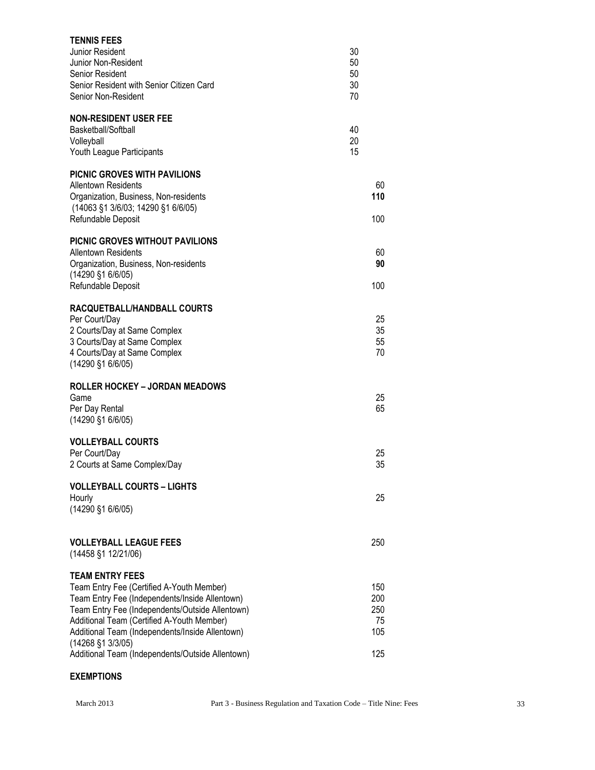**TENNIS FEES**

| | |
|---|---|
| Junior Resident | 30 |
| Junior Non-Resident | 50 |
| Senior Resident | 50 |
| Senior Resident with Senior Citizen Card | 30 |
| Senior Non-Resident | 70 |

**NON-RESIDENT USER FEE**

| | |
|---|---|
| Basketball/Softball | 40 |
| Volleyball | 20 |
| Youth League Participants | 15 |

**PICNIC GROVES WITH PAVILIONS**

| | |
|---|---|
| Allentown Residents | 60 |
| Organization, Business, Non-residents | **110** |
| (14063 §1 3/6/03; 14290 §1 6/6/05) | |
| Refundable Deposit | 100 |

**PICNIC GROVES WITHOUT PAVILIONS**

| | |
|---|---|
| Allentown Residents | 60 |
| Organization, Business, Non-residents | **90** |
| (14290 §1 6/6/05) | |
| Refundable Deposit | 100 |

**RACQUETBALL/HANDBALL COURTS**

| | |
|---|---|
| Per Court/Day | 25 |
| 2 Courts/Day at Same Complex | 35 |
| 3 Courts/Day at Same Complex | 55 |
| 4 Courts/Day at Same Complex | 70 |
| (14290 §1 6/6/05) | |

**ROLLER HOCKEY – JORDAN MEADOWS**

| | |
|---|---|
| Game | 25 |
| Per Day Rental | 65 |
| (14290 §1 6/6/05) | |

**VOLLEYBALL COURTS**

| | |
|---|---|
| Per Court/Day | 25 |
| 2 Courts at Same Complex/Day | 35 |

**VOLLEYBALL COURTS – LIGHTS**

| | |
|---|---|
| Hourly | 25 |
| (14290 §1 6/6/05) | |

| | |
|---|---|
| **VOLLEYBALL LEAGUE FEES** | 250 |
| (14458 §1 12/21/06) | |

**TEAM ENTRY FEES**

| | |
|---|---|
| Team Entry Fee (Certified A-Youth Member) | 150 |
| Team Entry Fee (Independents/Inside Allentown) | 200 |
| Team Entry Fee (Independents/Outside Allentown) | 250 |
| Additional Team (Certified A-Youth Member) | 75 |
| Additional Team (Independents/Inside Allentown) | 105 |
| (14268 §1 3/3/05) | |
| Additional Team (Independents/Outside Allentown) | 125 |

**EXEMPTIONS**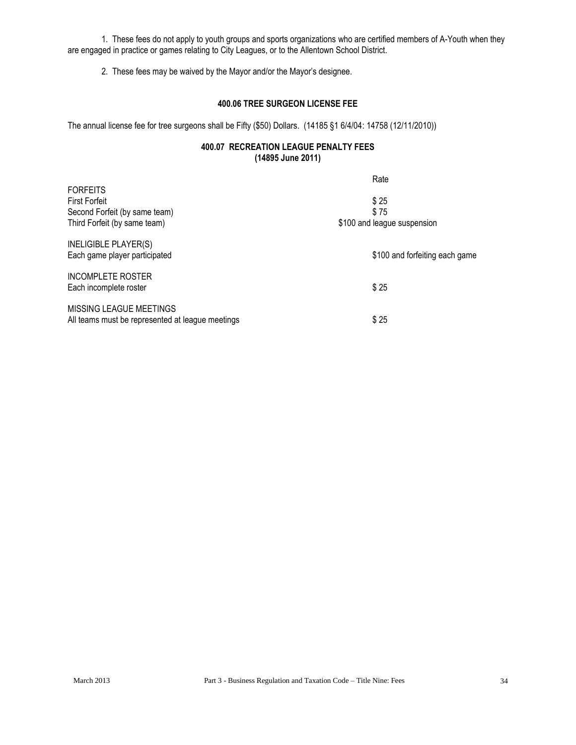1. These fees do not apply to youth groups and sports organizations who are certified members of A-Youth when they are engaged in practice or games relating to City Leagues, or to the Allentown School District.

2. These fees may be waived by the Mayor and/or the Mayor's designee.

### 400.06 TREE SURGEON LICENSE FEE

The annual license fee for tree surgeons shall be Fifty ($50) Dollars. (14185 §1 6/4/04: 14758 (12/11/2010))

### 400.07 RECREATION LEAGUE PENALTY FEES
**(14895 June 2011)**

| | Rate |
|---|---|
| FORFEITS | |
| First Forfeit | $ 25 |
| Second Forfeit (by same team) | $ 75 |
| Third Forfeit (by same team) | $100 and league suspension |
| INELIGIBLE PLAYER(S) | |
| Each game player participated | $100 and forfeiting each game |
| INCOMPLETE ROSTER | |
| Each incomplete roster | $ 25 |
| MISSING LEAGUE MEETINGS | |
| All teams must be represented at league meetings | $ 25 |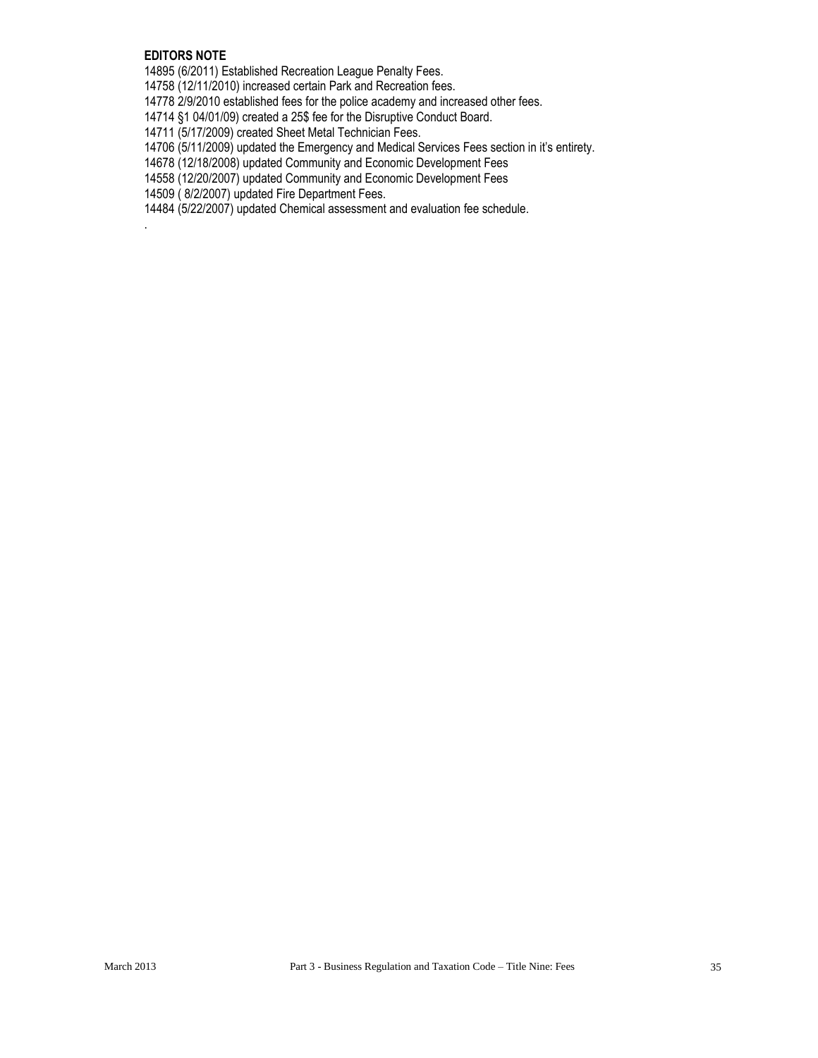**EDITORS NOTE**

14895 (6/2011) Established Recreation League Penalty Fees.
14758 (12/11/2010) increased certain Park and Recreation fees.
14778 2/9/2010 established fees for the police academy and increased other fees.
14714 §1 04/01/09) created a 25$ fee for the Disruptive Conduct Board.
14711 (5/17/2009) created Sheet Metal Technician Fees.
14706 (5/11/2009) updated the Emergency and Medical Services Fees section in it's entirety.
14678 (12/18/2008) updated Community and Economic Development Fees
14558 (12/20/2007) updated Community and Economic Development Fees
14509 ( 8/2/2007) updated Fire Department Fees.
14484 (5/22/2007) updated Chemical assessment and evaluation fee schedule.
.